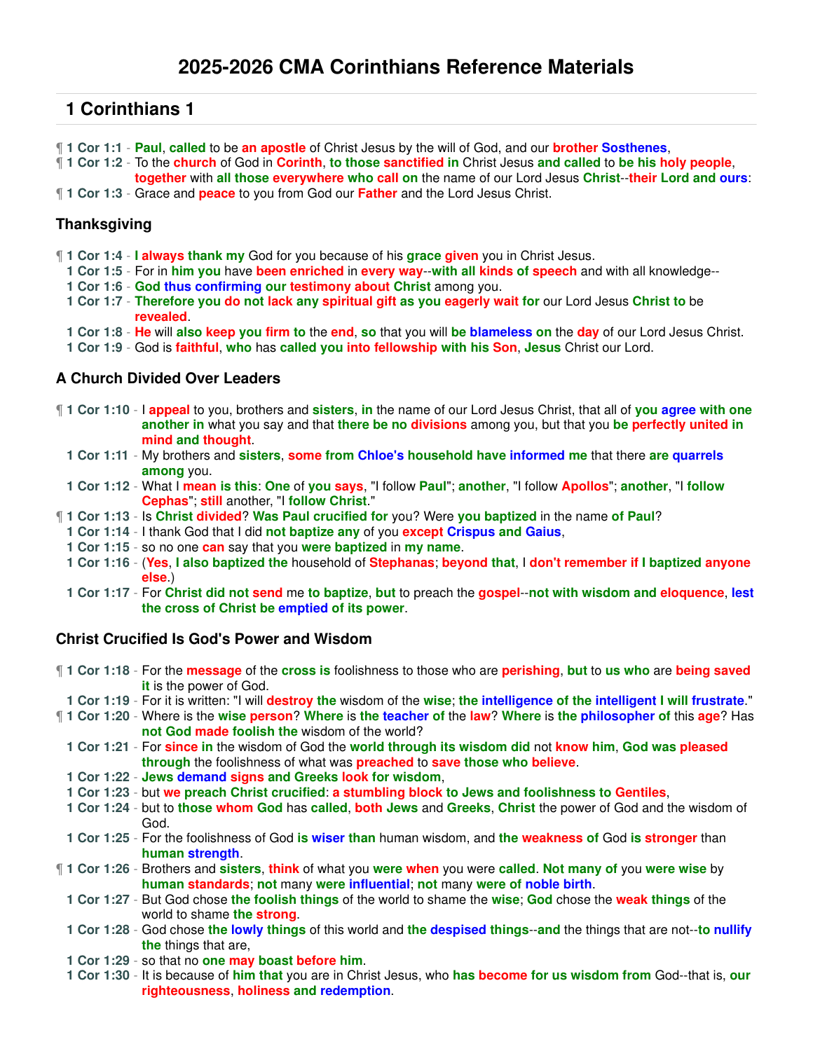# 2025-2026 CMA Corinthians Reference Materials

## 1 Corinthians 1

¶ **1 Cor 1:1** - Paul, called to be an apostle of Christ Jesus by the will of God, and our brother Sosthenes,
¶ **1 Cor 1:2** - To the church of God in Corinth, to those sanctified in Christ Jesus and called to be his holy people, together with all those everywhere who call on the name of our Lord Jesus Christ--their Lord and ours:
¶ **1 Cor 1:3** - Grace and peace to you from God our Father and the Lord Jesus Christ.

### Thanksgiving

¶ **1 Cor 1:4** - I always thank my God for you because of his grace given you in Christ Jesus.
**1 Cor 1:5** - For in him you have been enriched in every way--with all kinds of speech and with all knowledge--
**1 Cor 1:6** - God thus confirming our testimony about Christ among you.
**1 Cor 1:7** - Therefore you do not lack any spiritual gift as you eagerly wait for our Lord Jesus Christ to be revealed.
**1 Cor 1:8** - He will also keep you firm to the end, so that you will be blameless on the day of our Lord Jesus Christ.
**1 Cor 1:9** - God is faithful, who has called you into fellowship with his Son, Jesus Christ our Lord.

### A Church Divided Over Leaders

¶ **1 Cor 1:10** - I appeal to you, brothers and sisters, in the name of our Lord Jesus Christ, that all of you agree with one another in what you say and that there be no divisions among you, but that you be perfectly united in mind and thought.
**1 Cor 1:11** - My brothers and sisters, some from Chloe's household have informed me that there are quarrels among you.
**1 Cor 1:12** - What I mean is this: One of you says, "I follow Paul"; another, "I follow Apollos"; another, "I follow Cephas"; still another, "I follow Christ."
¶ **1 Cor 1:13** - Is Christ divided? Was Paul crucified for you? Were you baptized in the name of Paul?
**1 Cor 1:14** - I thank God that I did not baptize any of you except Crispus and Gaius,
**1 Cor 1:15** - so no one can say that you were baptized in my name.
**1 Cor 1:16** - (Yes, I also baptized the household of Stephanas; beyond that, I don't remember if I baptized anyone else.)
**1 Cor 1:17** - For Christ did not send me to baptize, but to preach the gospel--not with wisdom and eloquence, lest the cross of Christ be emptied of its power.

### Christ Crucified Is God's Power and Wisdom

¶ **1 Cor 1:18** - For the message of the cross is foolishness to those who are perishing, but to us who are being saved it is the power of God.
**1 Cor 1:19** - For it is written: "I will destroy the wisdom of the wise; the intelligence of the intelligent I will frustrate."
¶ **1 Cor 1:20** - Where is the wise person? Where is the teacher of the law? Where is the philosopher of this age? Has not God made foolish the wisdom of the world?
**1 Cor 1:21** - For since in the wisdom of God the world through its wisdom did not know him, God was pleased through the foolishness of what was preached to save those who believe.
**1 Cor 1:22** - Jews demand signs and Greeks look for wisdom,
**1 Cor 1:23** - but we preach Christ crucified: a stumbling block to Jews and foolishness to Gentiles,
**1 Cor 1:24** - but to those whom God has called, both Jews and Greeks, Christ the power of God and the wisdom of God.
**1 Cor 1:25** - For the foolishness of God is wiser than human wisdom, and the weakness of God is stronger than human strength.
¶ **1 Cor 1:26** - Brothers and sisters, think of what you were when you were called. Not many of you were wise by human standards; not many were influential; not many were of noble birth.
**1 Cor 1:27** - But God chose the foolish things of the world to shame the wise; God chose the weak things of the world to shame the strong.
**1 Cor 1:28** - God chose the lowly things of this world and the despised things--and the things that are not--to nullify the things that are,
**1 Cor 1:29** - so that no one may boast before him.
**1 Cor 1:30** - It is because of him that you are in Christ Jesus, who has become for us wisdom from God--that is, our righteousness, holiness and redemption.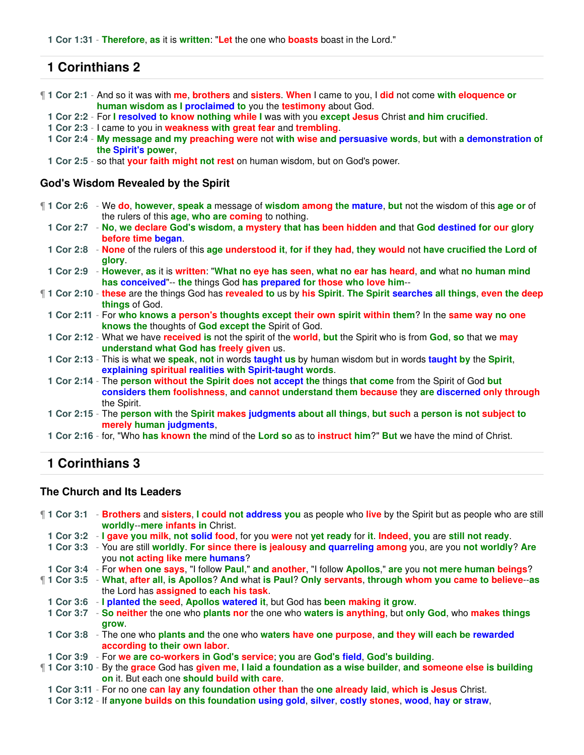1 Cor 1:31 - Therefore, as it is written: "Let the one who boasts boast in the Lord."

## 1 Corinthians 2

¶ 1 Cor 2:1 - And so it was with me, brothers and sisters. When I came to you, I did not come with eloquence or human wisdom as I proclaimed to you the testimony about God.
1 Cor 2:2 - For I resolved to know nothing while I was with you except Jesus Christ and him crucified.
1 Cor 2:3 - I came to you in weakness with great fear and trembling.
1 Cor 2:4 - My message and my preaching were not with wise and persuasive words, but with a demonstration of the Spirit's power,
1 Cor 2:5 - so that your faith might not rest on human wisdom, but on God's power.

### God's Wisdom Revealed by the Spirit

¶ 1 Cor 2:6 - We do, however, speak a message of wisdom among the mature, but not the wisdom of this age or of the rulers of this age, who are coming to nothing.
1 Cor 2:7 - No, we declare God's wisdom, a mystery that has been hidden and that God destined for our glory before time began.
1 Cor 2:8 - None of the rulers of this age understood it, for if they had, they would not have crucified the Lord of glory.
1 Cor 2:9 - However, as it is written: "What no eye has seen, what no ear has heard, and what no human mind has conceived"-- the things God has prepared for those who love him--
¶ 1 Cor 2:10 - these are the things God has revealed to us by his Spirit. The Spirit searches all things, even the deep things of God.
1 Cor 2:11 - For who knows a person's thoughts except their own spirit within them? In the same way no one knows the thoughts of God except the Spirit of God.
1 Cor 2:12 - What we have received is not the spirit of the world, but the Spirit who is from God, so that we may understand what God has freely given us.
1 Cor 2:13 - This is what we speak, not in words taught us by human wisdom but in words taught by the Spirit, explaining spiritual realities with Spirit-taught words.
1 Cor 2:14 - The person without the Spirit does not accept the things that come from the Spirit of God but considers them foolishness, and cannot understand them because they are discerned only through the Spirit.
1 Cor 2:15 - The person with the Spirit makes judgments about all things, but such a person is not subject to merely human judgments,
1 Cor 2:16 - for, "Who has known the mind of the Lord so as to instruct him?" But we have the mind of Christ.

## 1 Corinthians 3

### The Church and Its Leaders

¶ 1 Cor 3:1 - Brothers and sisters, I could not address you as people who live by the Spirit but as people who are still worldly--mere infants in Christ.
1 Cor 3:2 - I gave you milk, not solid food, for you were not yet ready for it. Indeed, you are still not ready.
1 Cor 3:3 - You are still worldly. For since there is jealousy and quarreling among you, are you not worldly? Are you not acting like mere humans?
1 Cor 3:4 - For when one says, "I follow Paul," and another, "I follow Apollos," are you not mere human beings?
¶ 1 Cor 3:5 - What, after all, is Apollos? And what is Paul? Only servants, through whom you came to believe--as the Lord has assigned to each his task.
1 Cor 3:6 - I planted the seed, Apollos watered it, but God has been making it grow.
1 Cor 3:7 - So neither the one who plants nor the one who waters is anything, but only God, who makes things grow.
1 Cor 3:8 - The one who plants and the one who waters have one purpose, and they will each be rewarded according to their own labor.
1 Cor 3:9 - For we are co-workers in God's service; you are God's field, God's building.
¶ 1 Cor 3:10 - By the grace God has given me, I laid a foundation as a wise builder, and someone else is building on it. But each one should build with care.
1 Cor 3:11 - For no one can lay any foundation other than the one already laid, which is Jesus Christ.
1 Cor 3:12 - If anyone builds on this foundation using gold, silver, costly stones, wood, hay or straw,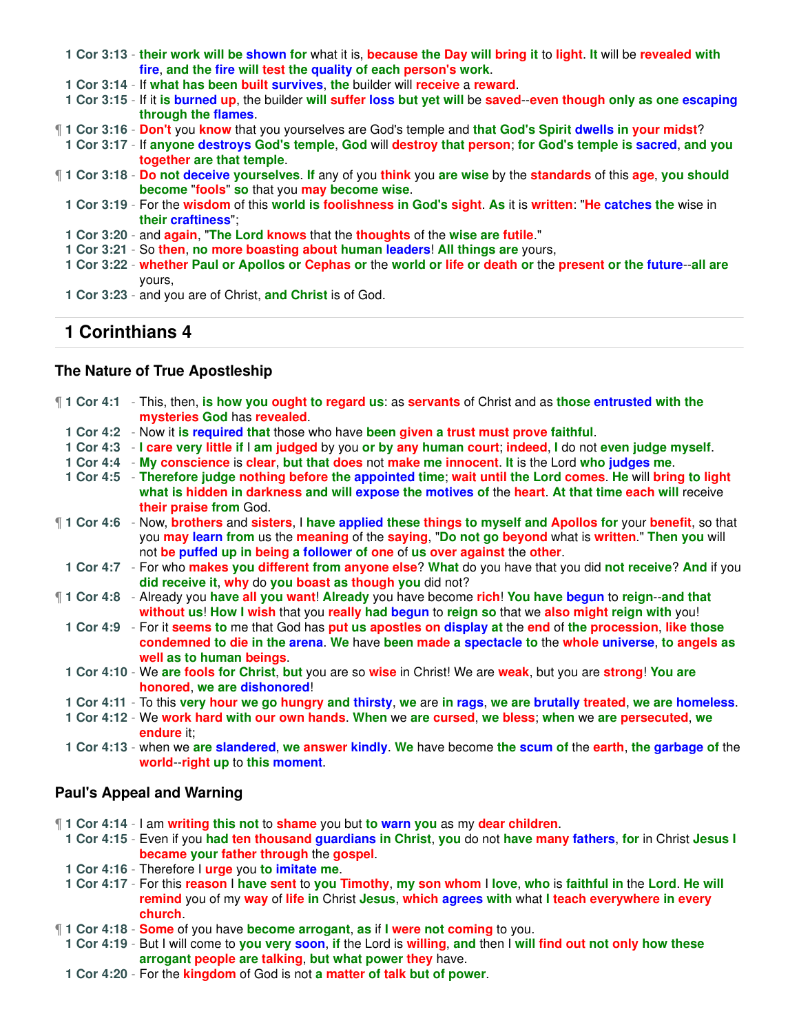1 Cor 3:13 - their work will be shown for what it is, because the Day will bring it to light. It will be revealed with fire, and the fire will test the quality of each person's work.
1 Cor 3:14 - If what has been built survives, the builder will receive a reward.
1 Cor 3:15 - If it is burned up, the builder will suffer loss but yet will be saved--even though only as one escaping through the flames.
¶ 1 Cor 3:16 - Don't you know that you yourselves are God's temple and that God's Spirit dwells in your midst?
1 Cor 3:17 - If anyone destroys God's temple, God will destroy that person; for God's temple is sacred, and you together are that temple.
¶ 1 Cor 3:18 - Do not deceive yourselves. If any of you think you are wise by the standards of this age, you should become "fools" so that you may become wise.
1 Cor 3:19 - For the wisdom of this world is foolishness in God's sight. As it is written: "He catches the wise in their craftiness";
1 Cor 3:20 - and again, "The Lord knows that the thoughts of the wise are futile."
1 Cor 3:21 - So then, no more boasting about human leaders! All things are yours,
1 Cor 3:22 - whether Paul or Apollos or Cephas or the world or life or death or the present or the future--all are yours,
1 Cor 3:23 - and you are of Christ, and Christ is of God.

## 1 Corinthians 4

### The Nature of True Apostleship

¶ 1 Cor 4:1 - This, then, is how you ought to regard us: as servants of Christ and as those entrusted with the mysteries God has revealed.
1 Cor 4:2 - Now it is required that those who have been given a trust must prove faithful.
1 Cor 4:3 - I care very little if I am judged by you or by any human court; indeed, I do not even judge myself.
1 Cor 4:4 - My conscience is clear, but that does not make me innocent. It is the Lord who judges me.
1 Cor 4:5 - Therefore judge nothing before the appointed time; wait until the Lord comes. He will bring to light what is hidden in darkness and will expose the motives of the heart. At that time each will receive their praise from God.
¶ 1 Cor 4:6 - Now, brothers and sisters, I have applied these things to myself and Apollos for your benefit, so that you may learn from us the meaning of the saying, "Do not go beyond what is written." Then you will not be puffed up in being a follower of one of us over against the other.
1 Cor 4:7 - For who makes you different from anyone else? What do you have that you did not receive? And if you did receive it, why do you boast as though you did not?
¶ 1 Cor 4:8 - Already you have all you want! Already you have become rich! You have begun to reign--and that without us! How I wish that you really had begun to reign so that we also might reign with you!
1 Cor 4:9 - For it seems to me that God has put us apostles on display at the end of the procession, like those condemned to die in the arena. We have been made a spectacle to the whole universe, to angels as well as to human beings.
1 Cor 4:10 - We are fools for Christ, but you are so wise in Christ! We are weak, but you are strong! You are honored, we are dishonored!
1 Cor 4:11 - To this very hour we go hungry and thirsty, we are in rags, we are brutally treated, we are homeless.
1 Cor 4:12 - We work hard with our own hands. When we are cursed, we bless; when we are persecuted, we endure it;
1 Cor 4:13 - when we are slandered, we answer kindly. We have become the scum of the earth, the garbage of the world--right up to this moment.

### Paul's Appeal and Warning

¶ 1 Cor 4:14 - I am writing this not to shame you but to warn you as my dear children.
1 Cor 4:15 - Even if you had ten thousand guardians in Christ, you do not have many fathers, for in Christ Jesus I became your father through the gospel.
1 Cor 4:16 - Therefore I urge you to imitate me.
1 Cor 4:17 - For this reason I have sent to you Timothy, my son whom I love, who is faithful in the Lord. He will remind you of my way of life in Christ Jesus, which agrees with what I teach everywhere in every church.
¶ 1 Cor 4:18 - Some of you have become arrogant, as if I were not coming to you.
1 Cor 4:19 - But I will come to you very soon, if the Lord is willing, and then I will find out not only how these arrogant people are talking, but what power they have.
1 Cor 4:20 - For the kingdom of God is not a matter of talk but of power.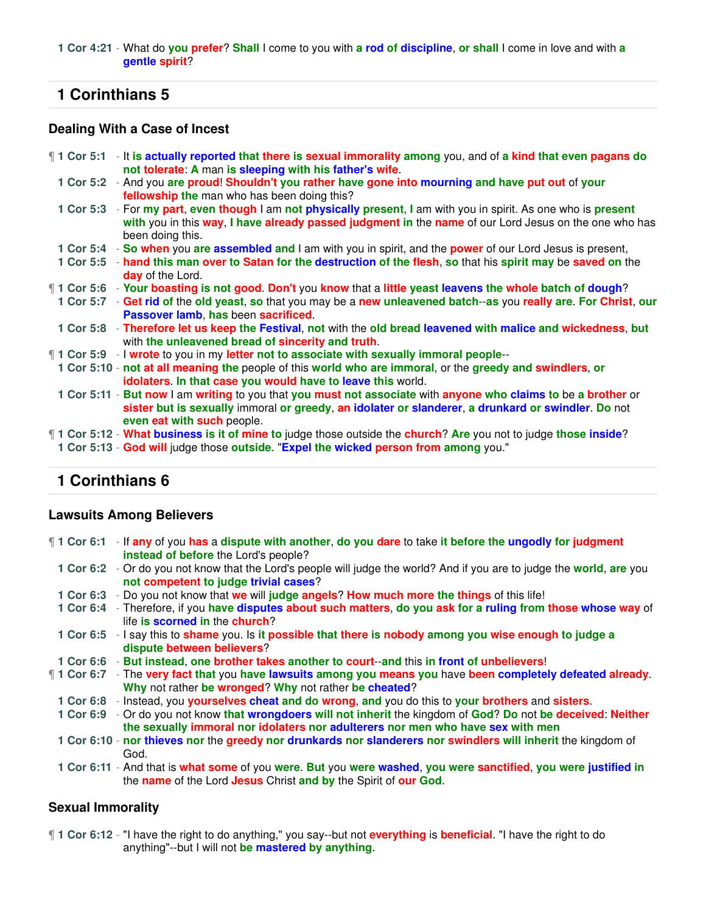**1 Cor 4:21** - What do you prefer? Shall I come to you with a rod of discipline, or shall I come in love and with a gentle spirit?

## 1 Corinthians 5

### Dealing With a Case of Incest

¶ **1 Cor 5:1** - It is actually reported that there is sexual immorality among you, and of a kind that even pagans do not tolerate: A man is sleeping with his father's wife.

**1 Cor 5:2** - And you are proud! Shouldn't you rather have gone into mourning and have put out of your fellowship the man who has been doing this?

**1 Cor 5:3** - For my part, even though I am not physically present, I am with you in spirit. As one who is present with you in this way, I have already passed judgment in the name of our Lord Jesus on the one who has been doing this.

**1 Cor 5:4** - So when you are assembled and I am with you in spirit, and the power of our Lord Jesus is present,

**1 Cor 5:5** - hand this man over to Satan for the destruction of the flesh, so that his spirit may be saved on the day of the Lord.

¶ **1 Cor 5:6** - Your boasting is not good. Don't you know that a little yeast leavens the whole batch of dough?

**1 Cor 5:7** - Get rid of the old yeast, so that you may be a new unleavened batch--as you really are. For Christ, our Passover lamb, has been sacrificed.

**1 Cor 5:8** - Therefore let us keep the Festival, not with the old bread leavened with malice and wickedness, but with the unleavened bread of sincerity and truth.

¶ **1 Cor 5:9** - I wrote to you in my letter not to associate with sexually immoral people--

**1 Cor 5:10** - not at all meaning the people of this world who are immoral, or the greedy and swindlers, or idolaters. In that case you would have to leave this world.

**1 Cor 5:11** - But now I am writing to you that you must not associate with anyone who claims to be a brother or sister but is sexually immoral or greedy, an idolater or slanderer, a drunkard or swindler. Do not even eat with such people.

¶ **1 Cor 5:12** - What business is it of mine to judge those outside the church? Are you not to judge those inside?

**1 Cor 5:13** - God will judge those outside. "Expel the wicked person from among you."

## 1 Corinthians 6

### Lawsuits Among Believers

¶ **1 Cor 6:1** - If any of you has a dispute with another, do you dare to take it before the ungodly for judgment instead of before the Lord's people?

**1 Cor 6:2** - Or do you not know that the Lord's people will judge the world? And if you are to judge the world, are you not competent to judge trivial cases?

**1 Cor 6:3** - Do you not know that we will judge angels? How much more the things of this life!

**1 Cor 6:4** - Therefore, if you have disputes about such matters, do you ask for a ruling from those whose way of life is scorned in the church?

**1 Cor 6:5** - I say this to shame you. Is it possible that there is nobody among you wise enough to judge a dispute between believers?

**1 Cor 6:6** - But instead, one brother takes another to court--and this in front of unbelievers!

¶ **1 Cor 6:7** - The very fact that you have lawsuits among you means you have been completely defeated already. Why not rather be wronged? Why not rather be cheated?

**1 Cor 6:8** - Instead, you yourselves cheat and do wrong, and you do this to your brothers and sisters.

**1 Cor 6:9** - Or do you not know that wrongdoers will not inherit the kingdom of God? Do not be deceived: Neither the sexually immoral nor idolaters nor adulterers nor men who have sex with men

**1 Cor 6:10** - nor thieves nor the greedy nor drunkards nor slanderers nor swindlers will inherit the kingdom of God.

**1 Cor 6:11** - And that is what some of you were. But you were washed, you were sanctified, you were justified in the name of the Lord Jesus Christ and by the Spirit of our God.

### Sexual Immorality

¶ **1 Cor 6:12** - "I have the right to do anything," you say--but not everything is beneficial. "I have the right to do anything"--but I will not be mastered by anything.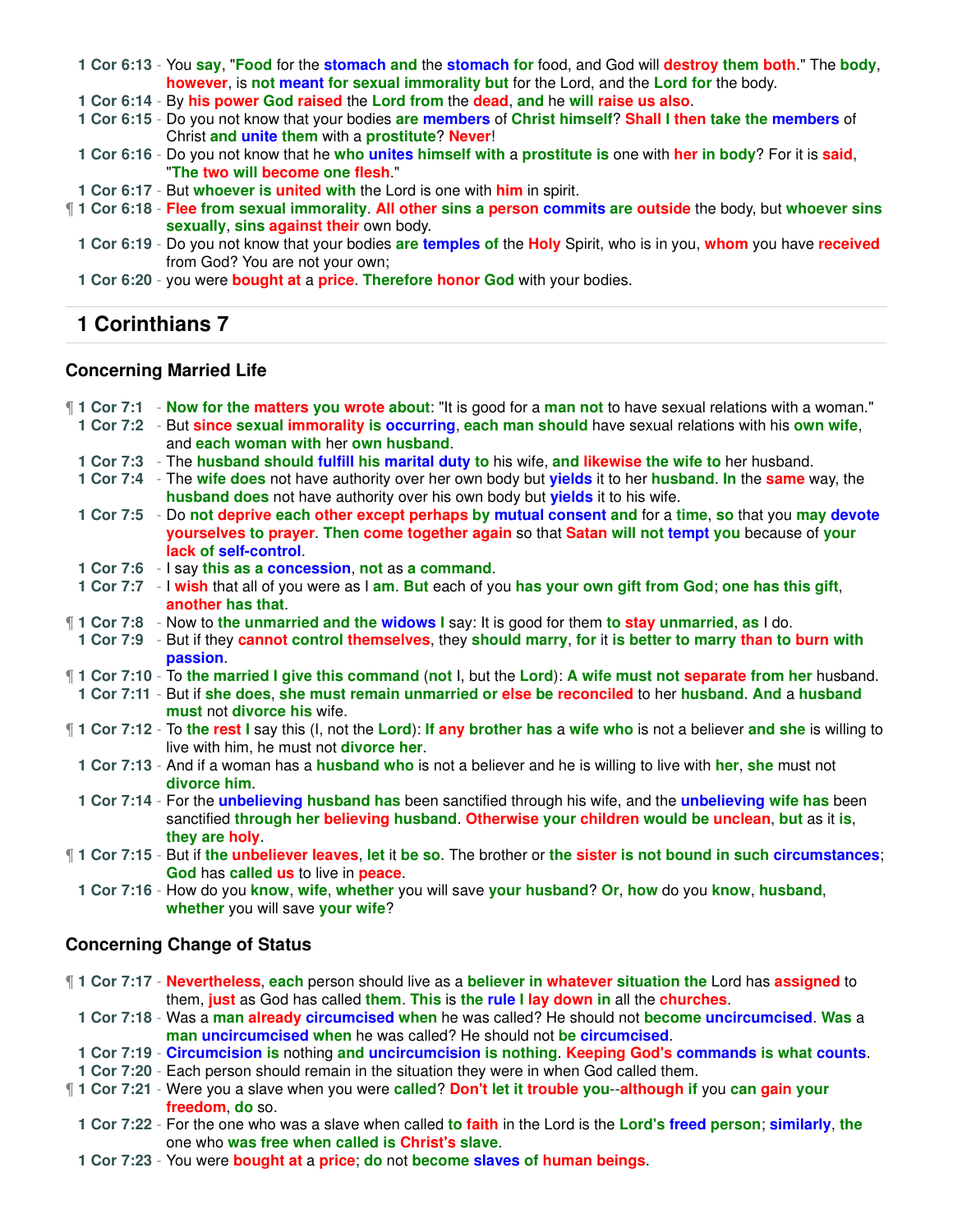1 Cor 6:13 - You say, "Food for the stomach and the stomach for food, and God will destroy them both." The body, however, is not meant for sexual immorality but for the Lord, and the Lord for the body.
1 Cor 6:14 - By his power God raised the Lord from the dead, and he will raise us also.
1 Cor 6:15 - Do you not know that your bodies are members of Christ himself? Shall I then take the members of Christ and unite them with a prostitute? Never!
1 Cor 6:16 - Do you not know that he who unites himself with a prostitute is one with her in body? For it is said, "The two will become one flesh."
1 Cor 6:17 - But whoever is united with the Lord is one with him in spirit.
¶ 1 Cor 6:18 - Flee from sexual immorality. All other sins a person commits are outside the body, but whoever sins sexually, sins against their own body.
1 Cor 6:19 - Do you not know that your bodies are temples of the Holy Spirit, who is in you, whom you have received from God? You are not your own;
1 Cor 6:20 - you were bought at a price. Therefore honor God with your bodies.

## 1 Corinthians 7

### Concerning Married Life

¶ 1 Cor 7:1 - Now for the matters you wrote about: "It is good for a man not to have sexual relations with a woman."
1 Cor 7:2 - But since sexual immorality is occurring, each man should have sexual relations with his own wife, and each woman with her own husband.
1 Cor 7:3 - The husband should fulfill his marital duty to his wife, and likewise the wife to her husband.
1 Cor 7:4 - The wife does not have authority over her own body but yields it to her husband. In the same way, the husband does not have authority over his own body but yields it to his wife.
1 Cor 7:5 - Do not deprive each other except perhaps by mutual consent and for a time, so that you may devote yourselves to prayer. Then come together again so that Satan will not tempt you because of your lack of self-control.
1 Cor 7:6 - I say this as a concession, not as a command.
1 Cor 7:7 - I wish that all of you were as I am. But each of you has your own gift from God; one has this gift, another has that.
¶ 1 Cor 7:8 - Now to the unmarried and the widows I say: It is good for them to stay unmarried, as I do.
1 Cor 7:9 - But if they cannot control themselves, they should marry, for it is better to marry than to burn with passion.
¶ 1 Cor 7:10 - To the married I give this command (not I, but the Lord): A wife must not separate from her husband.
1 Cor 7:11 - But if she does, she must remain unmarried or else be reconciled to her husband. And a husband must not divorce his wife.
¶ 1 Cor 7:12 - To the rest I say this (I, not the Lord): If any brother has a wife who is not a believer and she is willing to live with him, he must not divorce her.
1 Cor 7:13 - And if a woman has a husband who is not a believer and he is willing to live with her, she must not divorce him.
1 Cor 7:14 - For the unbelieving husband has been sanctified through his wife, and the unbelieving wife has been sanctified through her believing husband. Otherwise your children would be unclean, but as it is, they are holy.
¶ 1 Cor 7:15 - But if the unbeliever leaves, let it be so. The brother or the sister is not bound in such circumstances; God has called us to live in peace.
1 Cor 7:16 - How do you know, wife, whether you will save your husband? Or, how do you know, husband, whether you will save your wife?

### Concerning Change of Status

¶ 1 Cor 7:17 - Nevertheless, each person should live as a believer in whatever situation the Lord has assigned to them, just as God has called them. This is the rule I lay down in all the churches.
1 Cor 7:18 - Was a man already circumcised when he was called? He should not become uncircumcised. Was a man uncircumcised when he was called? He should not be circumcised.
1 Cor 7:19 - Circumcision is nothing and uncircumcision is nothing. Keeping God's commands is what counts.
1 Cor 7:20 - Each person should remain in the situation they were in when God called them.
¶ 1 Cor 7:21 - Were you a slave when you were called? Don't let it trouble you--although if you can gain your freedom, do so.
1 Cor 7:22 - For the one who was a slave when called to faith in the Lord is the Lord's freed person; similarly, the one who was free when called is Christ's slave.
1 Cor 7:23 - You were bought at a price; do not become slaves of human beings.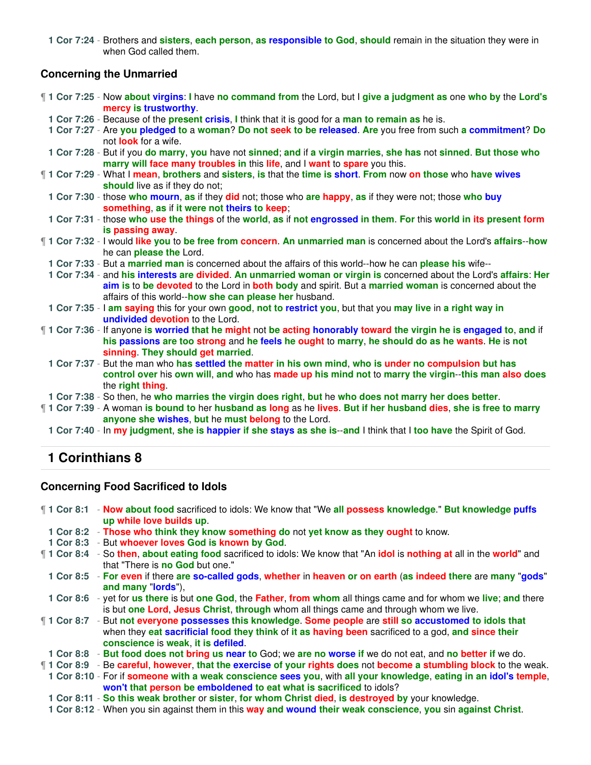**1 Cor 7:24** - Brothers and sisters, each person, as responsible to God, should remain in the situation they were in when God called them.

### Concerning the Unmarried

¶ **1 Cor 7:25** - Now about virgins: I have no command from the Lord, but I give a judgment as one who by the Lord's mercy is trustworthy.

**1 Cor 7:26** - Because of the present crisis, I think that it is good for a man to remain as he is.

**1 Cor 7:27** - Are you pledged to a woman? Do not seek to be released. Are you free from such a commitment? Do not look for a wife.

**1 Cor 7:28** - But if you do marry, you have not sinned; and if a virgin marries, she has not sinned. But those who marry will face many troubles in this life, and I want to spare you this.

¶ **1 Cor 7:29** - What I mean, brothers and sisters, is that the time is short. From now on those who have wives should live as if they do not;

**1 Cor 7:30** - those who mourn, as if they did not; those who are happy, as if they were not; those who buy something, as if it were not theirs to keep;

**1 Cor 7:31** - those who use the things of the world, as if not engrossed in them. For this world in its present form is passing away.

¶ **1 Cor 7:32** - I would like you to be free from concern. An unmarried man is concerned about the Lord's affairs--how he can please the Lord.

**1 Cor 7:33** - But a married man is concerned about the affairs of this world--how he can please his wife--

**1 Cor 7:34** - and his interests are divided. An unmarried woman or virgin is concerned about the Lord's affairs: Her aim is to be devoted to the Lord in both body and spirit. But a married woman is concerned about the affairs of this world--how she can please her husband.

**1 Cor 7:35** - I am saying this for your own good, not to restrict you, but that you may live in a right way in undivided devotion to the Lord.

¶ **1 Cor 7:36** - If anyone is worried that he might not be acting honorably toward the virgin he is engaged to, and if his passions are too strong and he feels he ought to marry, he should do as he wants. He is not sinning. They should get married.

**1 Cor 7:37** - But the man who has settled the matter in his own mind, who is under no compulsion but has control over his own will, and who has made up his mind not to marry the virgin--this man also does the right thing.

**1 Cor 7:38** - So then, he who marries the virgin does right, but he who does not marry her does better.

¶ **1 Cor 7:39** - A woman is bound to her husband as long as he lives. But if her husband dies, she is free to marry anyone she wishes, but he must belong to the Lord.

**1 Cor 7:40** - In my judgment, she is happier if she stays as she is--and I think that I too have the Spirit of God.

## 1 Corinthians 8

### Concerning Food Sacrificed to Idols

¶ **1 Cor 8:1** - Now about food sacrificed to idols: We know that "We all possess knowledge." But knowledge puffs up while love builds up.

**1 Cor 8:2** - Those who think they know something do not yet know as they ought to know.

**1 Cor 8:3** - But whoever loves God is known by God.

¶ **1 Cor 8:4** - So then, about eating food sacrificed to idols: We know that "An idol is nothing at all in the world" and that "There is no God but one."

**1 Cor 8:5** - For even if there are so-called gods, whether in heaven or on earth (as indeed there are many "gods" and many "lords"),

**1 Cor 8:6** - yet for us there is but one God, the Father, from whom all things came and for whom we live; and there is but one Lord, Jesus Christ, through whom all things came and through whom we live.

¶ **1 Cor 8:7** - But not everyone possesses this knowledge. Some people are still so accustomed to idols that when they eat sacrificial food they think of it as having been sacrificed to a god, and since their conscience is weak, it is defiled.

**1 Cor 8:8** - But food does not bring us near to God; we are no worse if we do not eat, and no better if we do.

¶ **1 Cor 8:9** - Be careful, however, that the exercise of your rights does not become a stumbling block to the weak.

**1 Cor 8:10** - For if someone with a weak conscience sees you, with all your knowledge, eating in an idol's temple, won't that person be emboldened to eat what is sacrificed to idols?

**1 Cor 8:11** - So this weak brother or sister, for whom Christ died, is destroyed by your knowledge.

**1 Cor 8:12** - When you sin against them in this way and wound their weak conscience, you sin against Christ.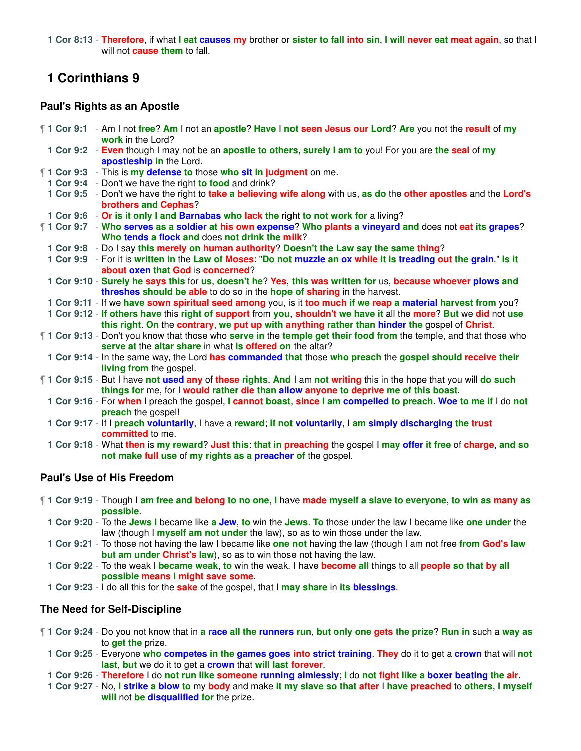1 Cor 8:13 - Therefore, if what I eat causes my brother or sister to fall into sin, I will never eat meat again, so that I will not cause them to fall.

## 1 Corinthians 9

### Paul's Rights as an Apostle

¶ 1 Cor 9:1 - Am I not free? Am I not an apostle? Have I not seen Jesus our Lord? Are you not the result of my work in the Lord?

1 Cor 9:2 - Even though I may not be an apostle to others, surely I am to you! For you are the seal of my apostleship in the Lord.

¶ 1 Cor 9:3 - This is my defense to those who sit in judgment on me.

1 Cor 9:4 - Don't we have the right to food and drink?

1 Cor 9:5 - Don't we have the right to take a believing wife along with us, as do the other apostles and the Lord's brothers and Cephas?

1 Cor 9:6 - Or is it only I and Barnabas who lack the right to not work for a living?

¶ 1 Cor 9:7 - Who serves as a soldier at his own expense? Who plants a vineyard and does not eat its grapes? Who tends a flock and does not drink the milk?

1 Cor 9:8 - Do I say this merely on human authority? Doesn't the Law say the same thing?

1 Cor 9:9 - For it is written in the Law of Moses: "Do not muzzle an ox while it is treading out the grain." Is it about oxen that God is concerned?

1 Cor 9:10 - Surely he says this for us, doesn't he? Yes, this was written for us, because whoever plows and threshes should be able to do so in the hope of sharing in the harvest.

1 Cor 9:11 - If we have sown spiritual seed among you, is it too much if we reap a material harvest from you?

1 Cor 9:12 - If others have this right of support from you, shouldn't we have it all the more? But we did not use this right. On the contrary, we put up with anything rather than hinder the gospel of Christ.

¶ 1 Cor 9:13 - Don't you know that those who serve in the temple get their food from the temple, and that those who serve at the altar share in what is offered on the altar?

1 Cor 9:14 - In the same way, the Lord has commanded that those who preach the gospel should receive their living from the gospel.

¶ 1 Cor 9:15 - But I have not used any of these rights. And I am not writing this in the hope that you will do such things for me, for I would rather die than allow anyone to deprive me of this boast.

1 Cor 9:16 - For when I preach the gospel, I cannot boast, since I am compelled to preach. Woe to me if I do not preach the gospel!

1 Cor 9:17 - If I preach voluntarily, I have a reward; if not voluntarily, I am simply discharging the trust committed to me.

1 Cor 9:18 - What then is my reward? Just this: that in preaching the gospel I may offer it free of charge, and so not make full use of my rights as a preacher of the gospel.

### Paul's Use of His Freedom

¶ 1 Cor 9:19 - Though I am free and belong to no one, I have made myself a slave to everyone, to win as many as possible.

1 Cor 9:20 - To the Jews I became like a Jew, to win the Jews. To those under the law I became like one under the law (though I myself am not under the law), so as to win those under the law.

1 Cor 9:21 - To those not having the law I became like one not having the law (though I am not free from God's law but am under Christ's law), so as to win those not having the law.

1 Cor 9:22 - To the weak I became weak, to win the weak. I have become all things to all people so that by all possible means I might save some.

1 Cor 9:23 - I do all this for the sake of the gospel, that I may share in its blessings.

### The Need for Self-Discipline

¶ 1 Cor 9:24 - Do you not know that in a race all the runners run, but only one gets the prize? Run in such a way as to get the prize.

1 Cor 9:25 - Everyone who competes in the games goes into strict training. They do it to get a crown that will not last, but we do it to get a crown that will last forever.

1 Cor 9:26 - Therefore I do not run like someone running aimlessly; I do not fight like a boxer beating the air.

1 Cor 9:27 - No, I strike a blow to my body and make it my slave so that after I have preached to others, I myself will not be disqualified for the prize.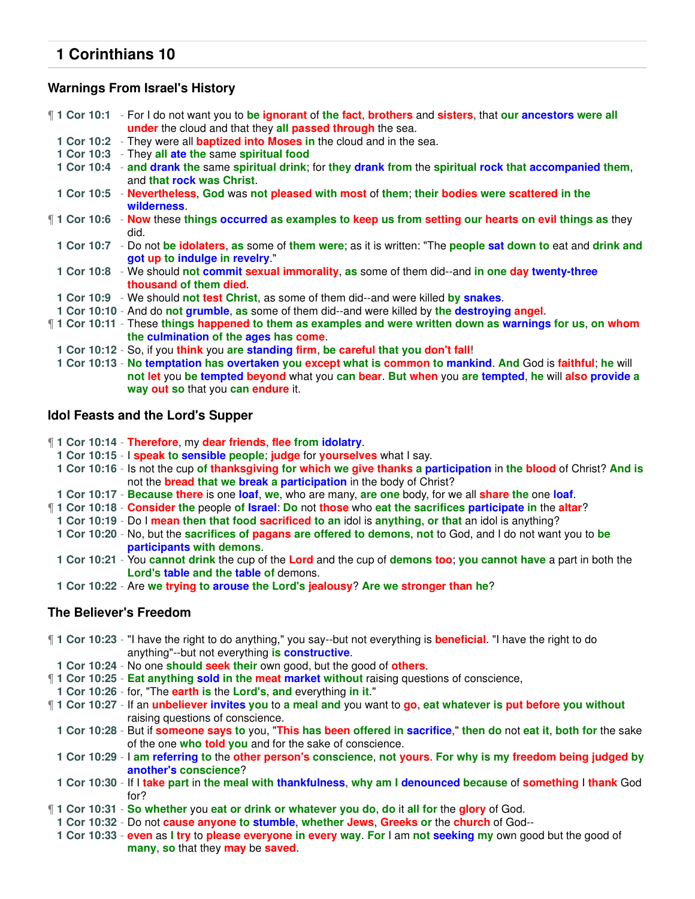# 1 Corinthians 10

## Warnings From Israel's History

¶ **1 Cor 10:1** - For I do not want you to be ignorant of the fact, brothers and sisters, that our ancestors were all under the cloud and that they all passed through the sea.
**1 Cor 10:2** - They were all baptized into Moses in the cloud and in the sea.
**1 Cor 10:3** - They all ate the same spiritual food
**1 Cor 10:4** - and drank the same spiritual drink; for they drank from the spiritual rock that accompanied them, and that rock was Christ.
**1 Cor 10:5** - Nevertheless, God was not pleased with most of them; their bodies were scattered in the wilderness.
¶ **1 Cor 10:6** - Now these things occurred as examples to keep us from setting our hearts on evil things as they did.
**1 Cor 10:7** - Do not be idolaters, as some of them were; as it is written: "The people sat down to eat and drink and got up to indulge in revelry."
**1 Cor 10:8** - We should not commit sexual immorality, as some of them did--and in one day twenty-three thousand of them died.
**1 Cor 10:9** - We should not test Christ, as some of them did--and were killed by snakes.
**1 Cor 10:10** - And do not grumble, as some of them did--and were killed by the destroying angel.
¶ **1 Cor 10:11** - These things happened to them as examples and were written down as warnings for us, on whom the culmination of the ages has come.
**1 Cor 10:12** - So, if you think you are standing firm, be careful that you don't fall!
**1 Cor 10:13** - No temptation has overtaken you except what is common to mankind. And God is faithful; he will not let you be tempted beyond what you can bear. But when you are tempted, he will also provide a way out so that you can endure it.

## Idol Feasts and the Lord's Supper

¶ **1 Cor 10:14** - Therefore, my dear friends, flee from idolatry.
**1 Cor 10:15** - I speak to sensible people; judge for yourselves what I say.
**1 Cor 10:16** - Is not the cup of thanksgiving for which we give thanks a participation in the blood of Christ? And is not the bread that we break a participation in the body of Christ?
**1 Cor 10:17** - Because there is one loaf, we, who are many, are one body, for we all share the one loaf.
¶ **1 Cor 10:18** - Consider the people of Israel: Do not those who eat the sacrifices participate in the altar?
**1 Cor 10:19** - Do I mean then that food sacrificed to an idol is anything, or that an idol is anything?
**1 Cor 10:20** - No, but the sacrifices of pagans are offered to demons, not to God, and I do not want you to be participants with demons.
**1 Cor 10:21** - You cannot drink the cup of the Lord and the cup of demons too; you cannot have a part in both the Lord's table and the table of demons.
**1 Cor 10:22** - Are we trying to arouse the Lord's jealousy? Are we stronger than he?

## The Believer's Freedom

¶ **1 Cor 10:23** - "I have the right to do anything," you say--but not everything is beneficial. "I have the right to do anything"--but not everything is constructive.
**1 Cor 10:24** - No one should seek their own good, but the good of others.
¶ **1 Cor 10:25** - Eat anything sold in the meat market without raising questions of conscience,
**1 Cor 10:26** - for, "The earth is the Lord's, and everything in it."
¶ **1 Cor 10:27** - If an unbeliever invites you to a meal and you want to go, eat whatever is put before you without raising questions of conscience.
**1 Cor 10:28** - But if someone says to you, "This has been offered in sacrifice," then do not eat it, both for the sake of the one who told you and for the sake of conscience.
**1 Cor 10:29** - I am referring to the other person's conscience, not yours. For why is my freedom being judged by another's conscience?
**1 Cor 10:30** - If I take part in the meal with thankfulness, why am I denounced because of something I thank God for?
¶ **1 Cor 10:31** - So whether you eat or drink or whatever you do, do it all for the glory of God.
**1 Cor 10:32** - Do not cause anyone to stumble, whether Jews, Greeks or the church of God--
**1 Cor 10:33** - even as I try to please everyone in every way. For I am not seeking my own good but the good of many, so that they may be saved.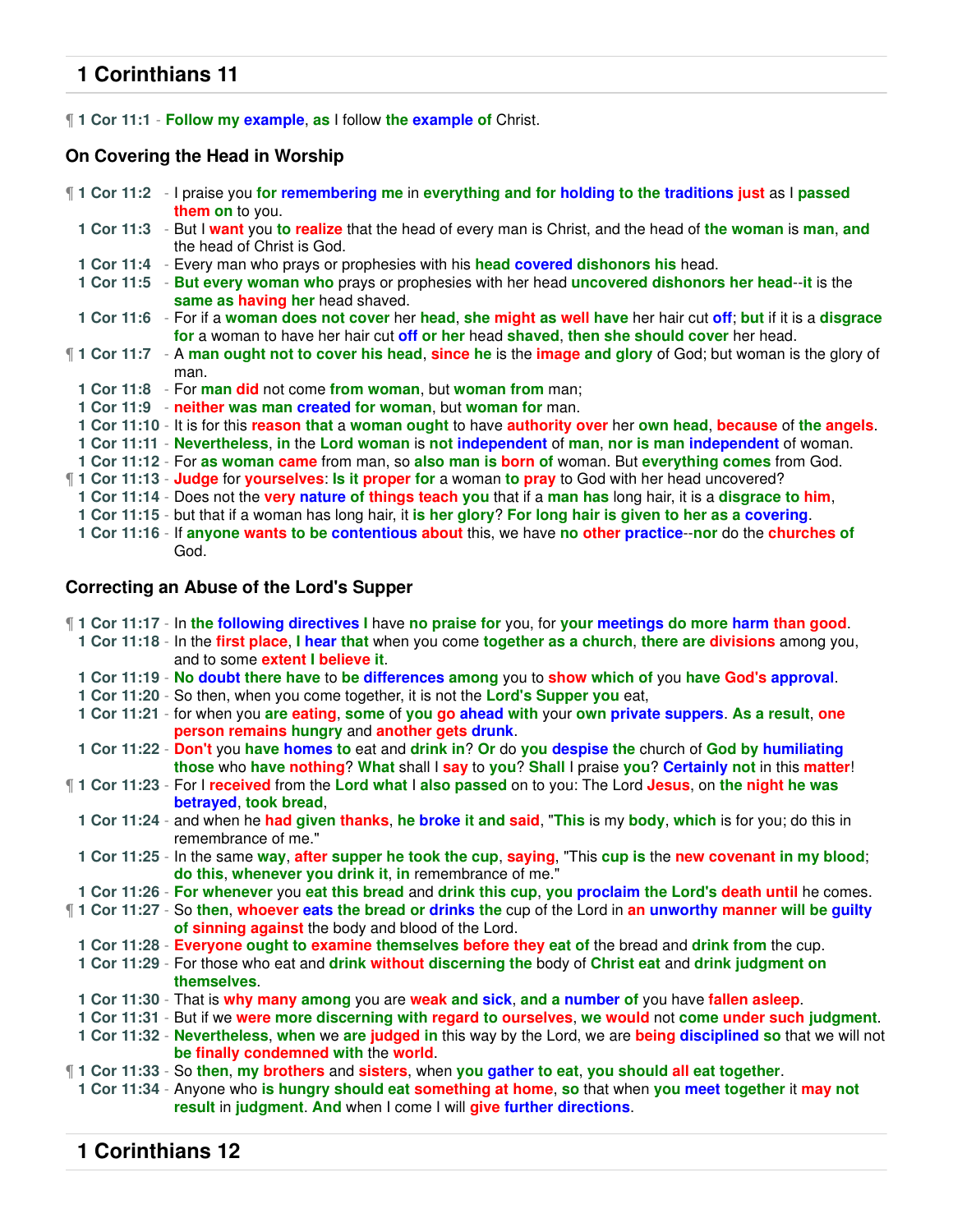## 1 Corinthians 11

¶ **1 Cor 11:1** - Follow my example, as I follow the example of Christ.

### On Covering the Head in Worship

¶ **1 Cor 11:2** - I praise you for remembering me in everything and for holding to the traditions just as I passed them on to you.
**1 Cor 11:3** - But I want you to realize that the head of every man is Christ, and the head of the woman is man, and the head of Christ is God.
**1 Cor 11:4** - Every man who prays or prophesies with his head covered dishonors his head.
**1 Cor 11:5** - But every woman who prays or prophesies with her head uncovered dishonors her head--it is the same as having her head shaved.
**1 Cor 11:6** - For if a woman does not cover her head, she might as well have her hair cut off; but if it is a disgrace for a woman to have her hair cut off or her head shaved, then she should cover her head.
¶ **1 Cor 11:7** - A man ought not to cover his head, since he is the image and glory of God; but woman is the glory of man.
**1 Cor 11:8** - For man did not come from woman, but woman from man;
**1 Cor 11:9** - neither was man created for woman, but woman for man.
**1 Cor 11:10** - It is for this reason that a woman ought to have authority over her own head, because of the angels.
**1 Cor 11:11** - Nevertheless, in the Lord woman is not independent of man, nor is man independent of woman.
**1 Cor 11:12** - For as woman came from man, so also man is born of woman. But everything comes from God.
¶ **1 Cor 11:13** - Judge for yourselves: Is it proper for a woman to pray to God with her head uncovered?
**1 Cor 11:14** - Does not the very nature of things teach you that if a man has long hair, it is a disgrace to him,
**1 Cor 11:15** - but that if a woman has long hair, it is her glory? For long hair is given to her as a covering.
**1 Cor 11:16** - If anyone wants to be contentious about this, we have no other practice--nor do the churches of God.

### Correcting an Abuse of the Lord's Supper

¶ **1 Cor 11:17** - In the following directives I have no praise for you, for your meetings do more harm than good.
**1 Cor 11:18** - In the first place, I hear that when you come together as a church, there are divisions among you, and to some extent I believe it.
**1 Cor 11:19** - No doubt there have to be differences among you to show which of you have God's approval.
**1 Cor 11:20** - So then, when you come together, it is not the Lord's Supper you eat,
**1 Cor 11:21** - for when you are eating, some of you go ahead with your own private suppers. As a result, one person remains hungry and another gets drunk.
**1 Cor 11:22** - Don't you have homes to eat and drink in? Or do you despise the church of God by humiliating those who have nothing? What shall I say to you? Shall I praise you? Certainly not in this matter!
¶ **1 Cor 11:23** - For I received from the Lord what I also passed on to you: The Lord Jesus, on the night he was betrayed, took bread,
**1 Cor 11:24** - and when he had given thanks, he broke it and said, "This is my body, which is for you; do this in remembrance of me."
**1 Cor 11:25** - In the same way, after supper he took the cup, saying, "This cup is the new covenant in my blood; do this, whenever you drink it, in remembrance of me."
**1 Cor 11:26** - For whenever you eat this bread and drink this cup, you proclaim the Lord's death until he comes.
¶ **1 Cor 11:27** - So then, whoever eats the bread or drinks the cup of the Lord in an unworthy manner will be guilty of sinning against the body and blood of the Lord.
**1 Cor 11:28** - Everyone ought to examine themselves before they eat of the bread and drink from the cup.
**1 Cor 11:29** - For those who eat and drink without discerning the body of Christ eat and drink judgment on themselves.
**1 Cor 11:30** - That is why many among you are weak and sick, and a number of you have fallen asleep.
**1 Cor 11:31** - But if we were more discerning with regard to ourselves, we would not come under such judgment.
**1 Cor 11:32** - Nevertheless, when we are judged in this way by the Lord, we are being disciplined so that we will not be finally condemned with the world.
¶ **1 Cor 11:33** - So then, my brothers and sisters, when you gather to eat, you should all eat together.
**1 Cor 11:34** - Anyone who is hungry should eat something at home, so that when you meet together it may not result in judgment. And when I come I will give further directions.

## 1 Corinthians 12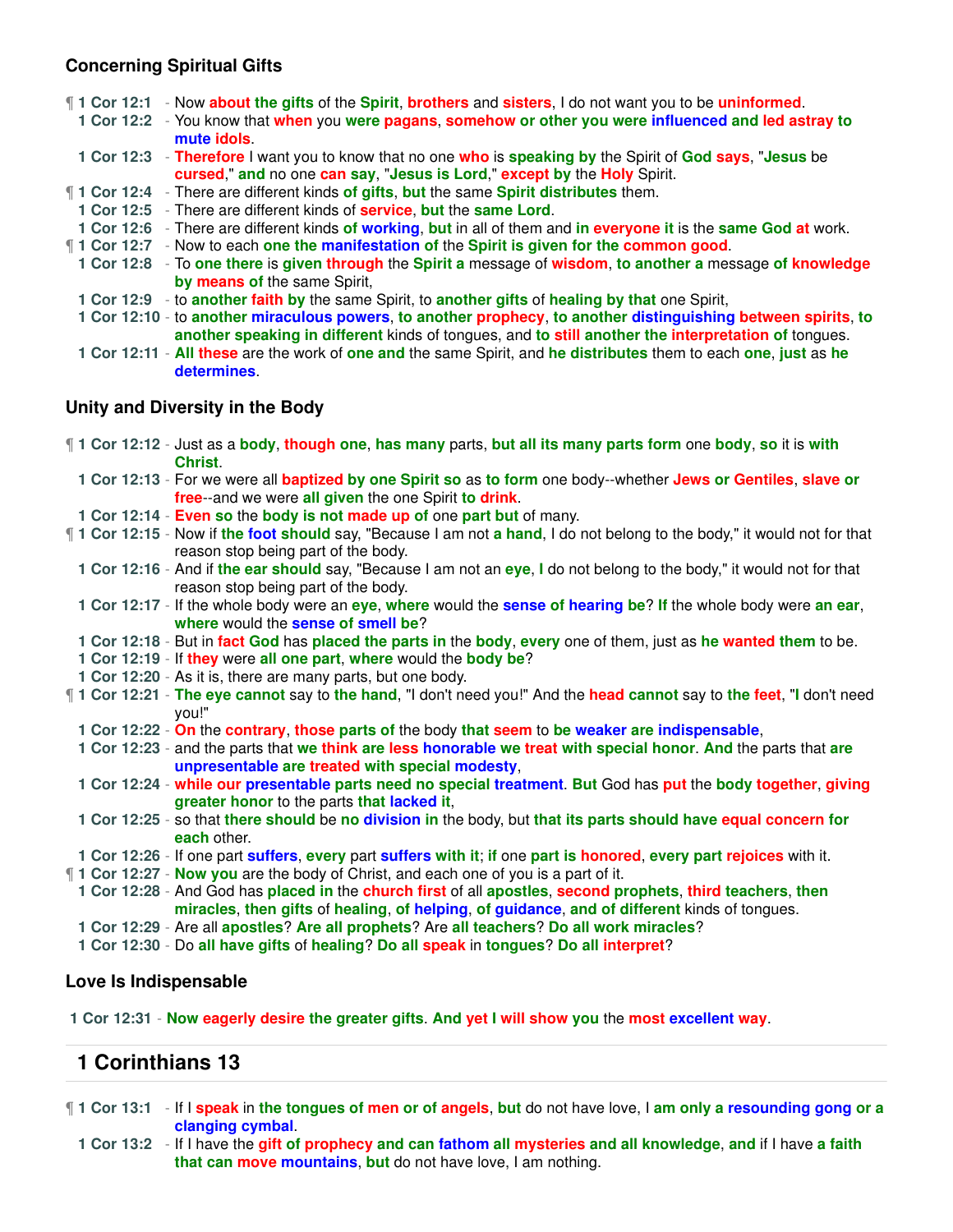### Concerning Spiritual Gifts

¶ **1 Cor 12:1** - Now about the gifts of the Spirit, brothers and sisters, I do not want you to be uninformed.
**1 Cor 12:2** - You know that when you were pagans, somehow or other you were influenced and led astray to mute idols.
**1 Cor 12:3** - Therefore I want you to know that no one who is speaking by the Spirit of God says, "Jesus be cursed," and no one can say, "Jesus is Lord," except by the Holy Spirit.
¶ **1 Cor 12:4** - There are different kinds of gifts, but the same Spirit distributes them.
**1 Cor 12:5** - There are different kinds of service, but the same Lord.
**1 Cor 12:6** - There are different kinds of working, but in all of them and in everyone it is the same God at work.
¶ **1 Cor 12:7** - Now to each one the manifestation of the Spirit is given for the common good.
**1 Cor 12:8** - To one there is given through the Spirit a message of wisdom, to another a message of knowledge by means of the same Spirit,
**1 Cor 12:9** - to another faith by the same Spirit, to another gifts of healing by that one Spirit,
**1 Cor 12:10** - to another miraculous powers, to another prophecy, to another distinguishing between spirits, to another speaking in different kinds of tongues, and to still another the interpretation of tongues.
**1 Cor 12:11** - All these are the work of one and the same Spirit, and he distributes them to each one, just as he determines.

### Unity and Diversity in the Body

¶ **1 Cor 12:12** - Just as a body, though one, has many parts, but all its many parts form one body, so it is with Christ.
**1 Cor 12:13** - For we were all baptized by one Spirit so as to form one body--whether Jews or Gentiles, slave or free--and we were all given the one Spirit to drink.
**1 Cor 12:14** - Even so the body is not made up of one part but of many.
¶ **1 Cor 12:15** - Now if the foot should say, "Because I am not a hand, I do not belong to the body," it would not for that reason stop being part of the body.
**1 Cor 12:16** - And if the ear should say, "Because I am not an eye, I do not belong to the body," it would not for that reason stop being part of the body.
**1 Cor 12:17** - If the whole body were an eye, where would the sense of hearing be? If the whole body were an ear, where would the sense of smell be?
**1 Cor 12:18** - But in fact God has placed the parts in the body, every one of them, just as he wanted them to be.
**1 Cor 12:19** - If they were all one part, where would the body be?
**1 Cor 12:20** - As it is, there are many parts, but one body.
¶ **1 Cor 12:21** - The eye cannot say to the hand, "I don't need you!" And the head cannot say to the feet, "I don't need you!"
**1 Cor 12:22** - On the contrary, those parts of the body that seem to be weaker are indispensable,
**1 Cor 12:23** - and the parts that we think are less honorable we treat with special honor. And the parts that are unpresentable are treated with special modesty,
**1 Cor 12:24** - while our presentable parts need no special treatment. But God has put the body together, giving greater honor to the parts that lacked it,
**1 Cor 12:25** - so that there should be no division in the body, but that its parts should have equal concern for each other.
**1 Cor 12:26** - If one part suffers, every part suffers with it; if one part is honored, every part rejoices with it.
¶ **1 Cor 12:27** - Now you are the body of Christ, and each one of you is a part of it.
**1 Cor 12:28** - And God has placed in the church first of all apostles, second prophets, third teachers, then miracles, then gifts of healing, of helping, of guidance, and of different kinds of tongues.
**1 Cor 12:29** - Are all apostles? Are all prophets? Are all teachers? Do all work miracles?
**1 Cor 12:30** - Do all have gifts of healing? Do all speak in tongues? Do all interpret?

### Love Is Indispensable

**1 Cor 12:31** - Now eagerly desire the greater gifts. And yet I will show you the most excellent way.

## 1 Corinthians 13

¶ **1 Cor 13:1** - If I speak in the tongues of men or of angels, but do not have love, I am only a resounding gong or a clanging cymbal.
**1 Cor 13:2** - If I have the gift of prophecy and can fathom all mysteries and all knowledge, and if I have a faith that can move mountains, but do not have love, I am nothing.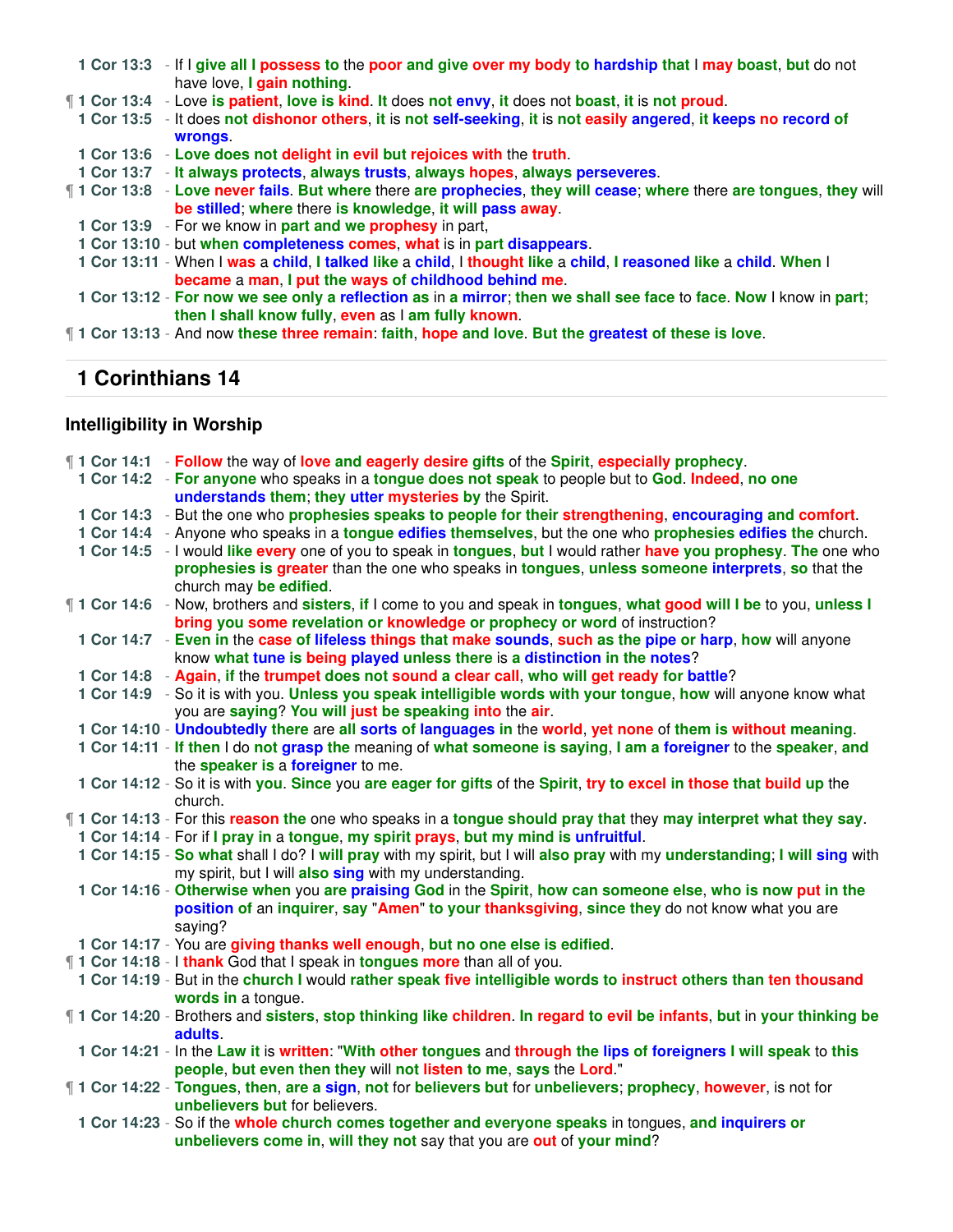1 Cor 13:3 - If I give all I possess to the poor and give over my body to hardship that I may boast, but do not have love, I gain nothing.

¶ 1 Cor 13:4 - Love is patient, love is kind. It does not envy, it does not boast, it is not proud.

1 Cor 13:5 - It does not dishonor others, it is not self-seeking, it is not easily angered, it keeps no record of wrongs.

1 Cor 13:6 - Love does not delight in evil but rejoices with the truth.

1 Cor 13:7 - It always protects, always trusts, always hopes, always perseveres.

¶ 1 Cor 13:8 - Love never fails. But where there are prophecies, they will cease; where there are tongues, they will be stilled; where there is knowledge, it will pass away.

1 Cor 13:9 - For we know in part and we prophesy in part,

1 Cor 13:10 - but when completeness comes, what is in part disappears.

1 Cor 13:11 - When I was a child, I talked like a child, I thought like a child, I reasoned like a child. When I became a man, I put the ways of childhood behind me.

1 Cor 13:12 - For now we see only a reflection as in a mirror; then we shall see face to face. Now I know in part; then I shall know fully, even as I am fully known.

¶ 1 Cor 13:13 - And now these three remain: faith, hope and love. But the greatest of these is love.

## 1 Corinthians 14

### Intelligibility in Worship

¶ 1 Cor 14:1 - Follow the way of love and eagerly desire gifts of the Spirit, especially prophecy.

1 Cor 14:2 - For anyone who speaks in a tongue does not speak to people but to God. Indeed, no one understands them; they utter mysteries by the Spirit.

1 Cor 14:3 - But the one who prophesies speaks to people for their strengthening, encouraging and comfort.

1 Cor 14:4 - Anyone who speaks in a tongue edifies themselves, but the one who prophesies edifies the church.

1 Cor 14:5 - I would like every one of you to speak in tongues, but I would rather have you prophesy. The one who prophesies is greater than the one who speaks in tongues, unless someone interprets, so that the church may be edified.

¶ 1 Cor 14:6 - Now, brothers and sisters, if I come to you and speak in tongues, what good will I be to you, unless I bring you some revelation or knowledge or prophecy or word of instruction?

1 Cor 14:7 - Even in the case of lifeless things that make sounds, such as the pipe or harp, how will anyone know what tune is being played unless there is a distinction in the notes?

1 Cor 14:8 - Again, if the trumpet does not sound a clear call, who will get ready for battle?

1 Cor 14:9 - So it is with you. Unless you speak intelligible words with your tongue, how will anyone know what you are saying? You will just be speaking into the air.

1 Cor 14:10 - Undoubtedly there are all sorts of languages in the world, yet none of them is without meaning.

1 Cor 14:11 - If then I do not grasp the meaning of what someone is saying, I am a foreigner to the speaker, and the speaker is a foreigner to me.

1 Cor 14:12 - So it is with you. Since you are eager for gifts of the Spirit, try to excel in those that build up the church.

¶ 1 Cor 14:13 - For this reason the one who speaks in a tongue should pray that they may interpret what they say.

1 Cor 14:14 - For if I pray in a tongue, my spirit prays, but my mind is unfruitful.

1 Cor 14:15 - So what shall I do? I will pray with my spirit, but I will also pray with my understanding; I will sing with my spirit, but I will also sing with my understanding.

1 Cor 14:16 - Otherwise when you are praising God in the Spirit, how can someone else, who is now put in the position of an inquirer, say "Amen" to your thanksgiving, since they do not know what you are saying?

1 Cor 14:17 - You are giving thanks well enough, but no one else is edified.

¶ 1 Cor 14:18 - I thank God that I speak in tongues more than all of you.

1 Cor 14:19 - But in the church I would rather speak five intelligible words to instruct others than ten thousand words in a tongue.

¶ 1 Cor 14:20 - Brothers and sisters, stop thinking like children. In regard to evil be infants, but in your thinking be adults.

1 Cor 14:21 - In the Law it is written: "With other tongues and through the lips of foreigners I will speak to this people, but even then they will not listen to me, says the Lord."

¶ 1 Cor 14:22 - Tongues, then, are a sign, not for believers but for unbelievers; prophecy, however, is not for unbelievers but for believers.

1 Cor 14:23 - So if the whole church comes together and everyone speaks in tongues, and inquirers or unbelievers come in, will they not say that you are out of your mind?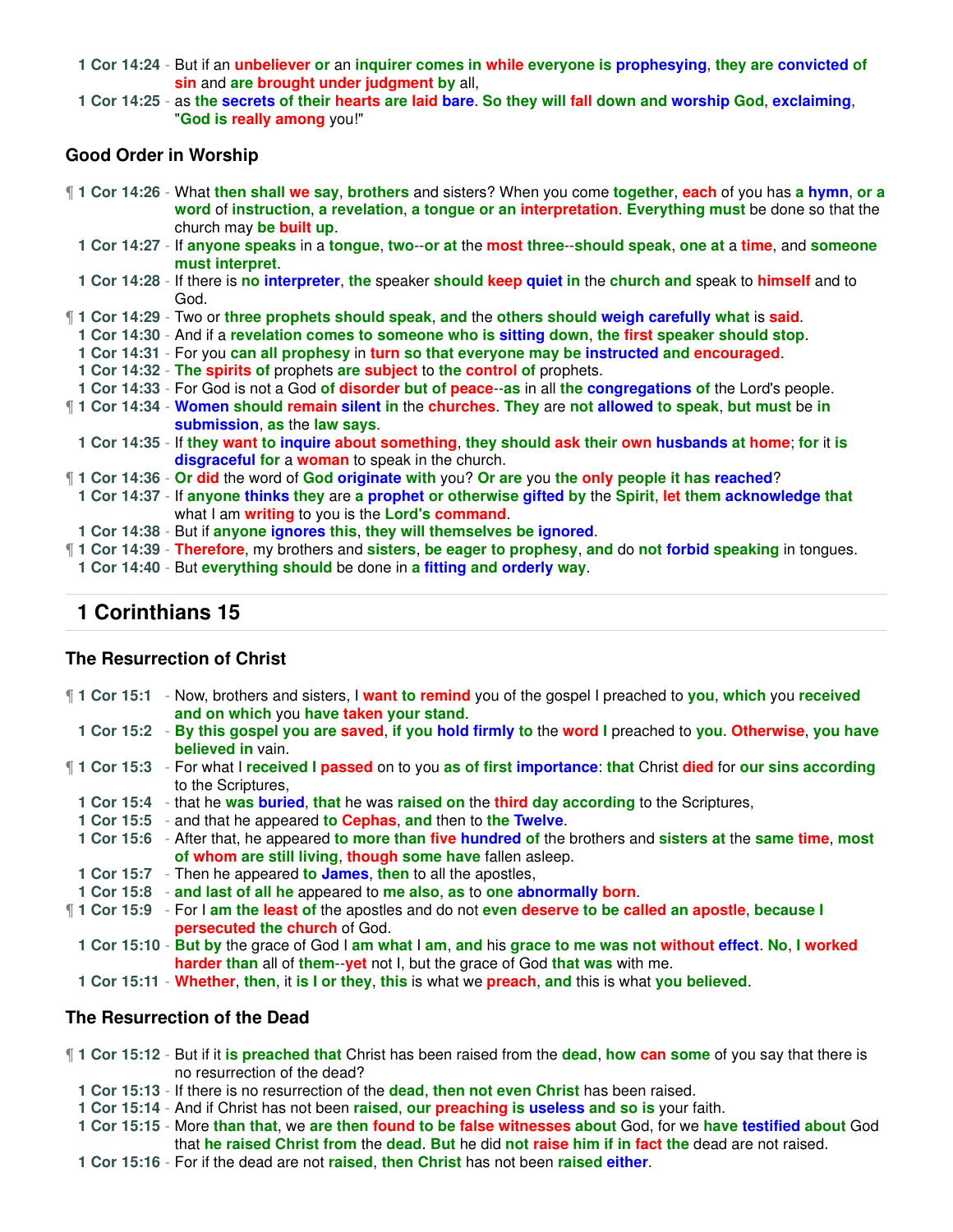**1 Cor 14:24** - But if an unbeliever or an inquirer comes in while everyone is prophesying, they are convicted of sin and are brought under judgment by all,

**1 Cor 14:25** - as the secrets of their hearts are laid bare. So they will fall down and worship God, exclaiming, "God is really among you!"

### Good Order in Worship

¶ **1 Cor 14:26** - What then shall we say, brothers and sisters? When you come together, each of you has a hymn, or a word of instruction, a revelation, a tongue or an interpretation. Everything must be done so that the church may be built up.

**1 Cor 14:27** - If anyone speaks in a tongue, two--or at the most three--should speak, one at a time, and someone must interpret.

**1 Cor 14:28** - If there is no interpreter, the speaker should keep quiet in the church and speak to himself and to God.

¶ **1 Cor 14:29** - Two or three prophets should speak, and the others should weigh carefully what is said.

**1 Cor 14:30** - And if a revelation comes to someone who is sitting down, the first speaker should stop.

**1 Cor 14:31** - For you can all prophesy in turn so that everyone may be instructed and encouraged.

**1 Cor 14:32** - The spirits of prophets are subject to the control of prophets.

**1 Cor 14:33** - For God is not a God of disorder but of peace--as in all the congregations of the Lord's people.

¶ **1 Cor 14:34** - Women should remain silent in the churches. They are not allowed to speak, but must be in submission, as the law says.

**1 Cor 14:35** - If they want to inquire about something, they should ask their own husbands at home; for it is disgraceful for a woman to speak in the church.

¶ **1 Cor 14:36** - Or did the word of God originate with you? Or are you the only people it has reached?

**1 Cor 14:37** - If anyone thinks they are a prophet or otherwise gifted by the Spirit, let them acknowledge that what I am writing to you is the Lord's command.

**1 Cor 14:38** - But if anyone ignores this, they will themselves be ignored.

¶ **1 Cor 14:39** - Therefore, my brothers and sisters, be eager to prophesy, and do not forbid speaking in tongues.

**1 Cor 14:40** - But everything should be done in a fitting and orderly way.

## 1 Corinthians 15

### The Resurrection of Christ

¶ **1 Cor 15:1** - Now, brothers and sisters, I want to remind you of the gospel I preached to you, which you received and on which you have taken your stand.

**1 Cor 15:2** - By this gospel you are saved, if you hold firmly to the word I preached to you. Otherwise, you have believed in vain.

¶ **1 Cor 15:3** - For what I received I passed on to you as of first importance: that Christ died for our sins according to the Scriptures,

**1 Cor 15:4** - that he was buried, that he was raised on the third day according to the Scriptures,

**1 Cor 15:5** - and that he appeared to Cephas, and then to the Twelve.

**1 Cor 15:6** - After that, he appeared to more than five hundred of the brothers and sisters at the same time, most of whom are still living, though some have fallen asleep.

**1 Cor 15:7** - Then he appeared to James, then to all the apostles,

**1 Cor 15:8** - and last of all he appeared to me also, as to one abnormally born.

¶ **1 Cor 15:9** - For I am the least of the apostles and do not even deserve to be called an apostle, because I persecuted the church of God.

**1 Cor 15:10** - But by the grace of God I am what I am, and his grace to me was not without effect. No, I worked harder than all of them--yet not I, but the grace of God that was with me.

**1 Cor 15:11** - Whether, then, it is I or they, this is what we preach, and this is what you believed.

### The Resurrection of the Dead

¶ **1 Cor 15:12** - But if it is preached that Christ has been raised from the dead, how can some of you say that there is no resurrection of the dead?

**1 Cor 15:13** - If there is no resurrection of the dead, then not even Christ has been raised.

**1 Cor 15:14** - And if Christ has not been raised, our preaching is useless and so is your faith.

**1 Cor 15:15** - More than that, we are then found to be false witnesses about God, for we have testified about God that he raised Christ from the dead. But he did not raise him if in fact the dead are not raised.

**1 Cor 15:16** - For if the dead are not raised, then Christ has not been raised either.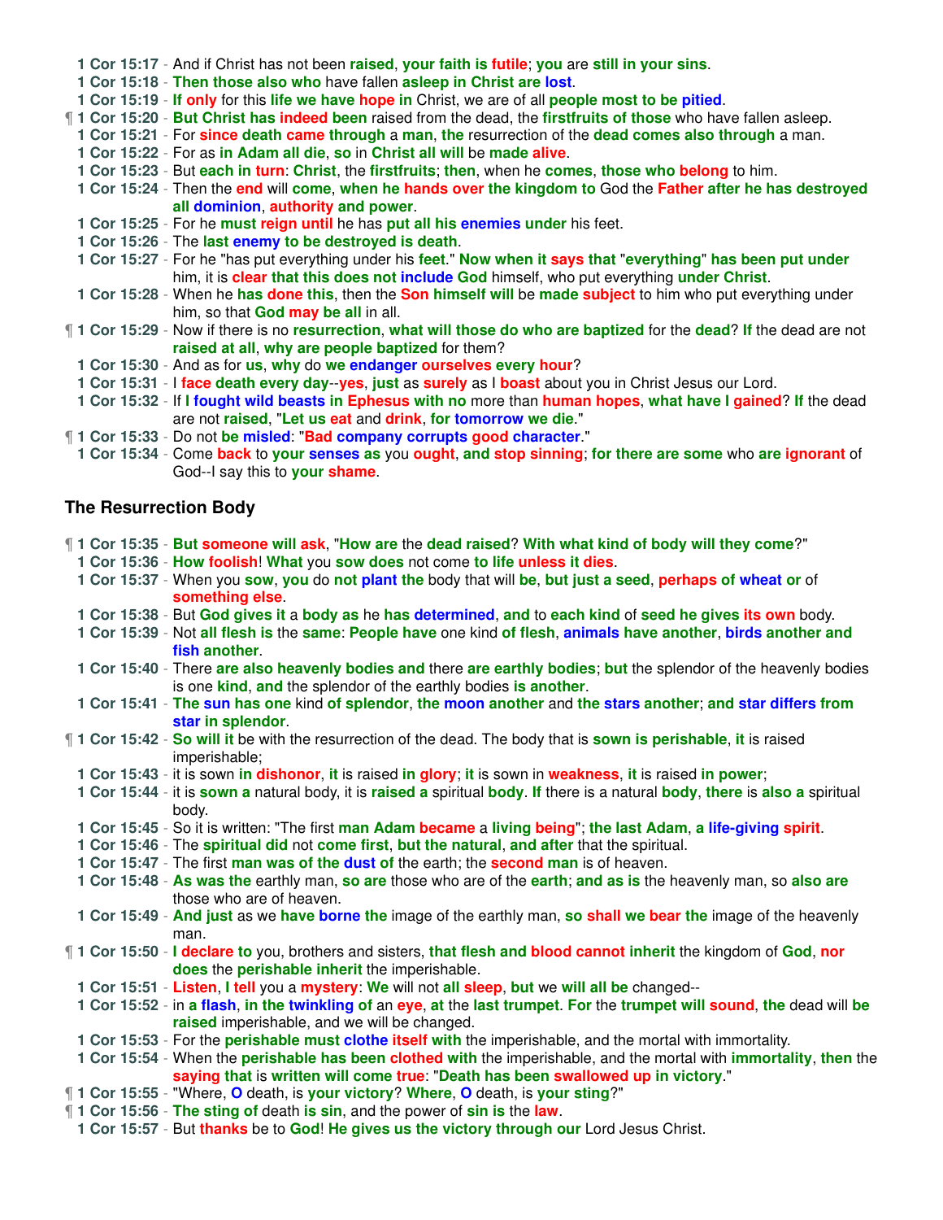**1 Cor 15:17** - And if Christ has not been raised, your faith is futile; you are still in your sins.
**1 Cor 15:18** - Then those also who have fallen asleep in Christ are lost.
**1 Cor 15:19** - If only for this life we have hope in Christ, we are of all people most to be pitied.
¶ **1 Cor 15:20** - But Christ has indeed been raised from the dead, the firstfruits of those who have fallen asleep.
**1 Cor 15:21** - For since death came through a man, the resurrection of the dead comes also through a man.
**1 Cor 15:22** - For as in Adam all die, so in Christ all will be made alive.
**1 Cor 15:23** - But each in turn: Christ, the firstfruits; then, when he comes, those who belong to him.
**1 Cor 15:24** - Then the end will come, when he hands over the kingdom to God the Father after he has destroyed all dominion, authority and power.
**1 Cor 15:25** - For he must reign until he has put all his enemies under his feet.
**1 Cor 15:26** - The last enemy to be destroyed is death.
**1 Cor 15:27** - For he "has put everything under his feet." Now when it says that "everything" has been put under him, it is clear that this does not include God himself, who put everything under Christ.
**1 Cor 15:28** - When he has done this, then the Son himself will be made subject to him who put everything under him, so that God may be all in all.
¶ **1 Cor 15:29** - Now if there is no resurrection, what will those do who are baptized for the dead? If the dead are not raised at all, why are people baptized for them?
**1 Cor 15:30** - And as for us, why do we endanger ourselves every hour?
**1 Cor 15:31** - I face death every day--yes, just as surely as I boast about you in Christ Jesus our Lord.
**1 Cor 15:32** - If I fought wild beasts in Ephesus with no more than human hopes, what have I gained? If the dead are not raised, "Let us eat and drink, for tomorrow we die."
¶ **1 Cor 15:33** - Do not be misled: "Bad company corrupts good character."
**1 Cor 15:34** - Come back to your senses as you ought, and stop sinning; for there are some who are ignorant of God--I say this to your shame.

## The Resurrection Body

¶ **1 Cor 15:35** - But someone will ask, "How are the dead raised? With what kind of body will they come?"
**1 Cor 15:36** - How foolish! What you sow does not come to life unless it dies.
**1 Cor 15:37** - When you sow, you do not plant the body that will be, but just a seed, perhaps of wheat or of something else.
**1 Cor 15:38** - But God gives it a body as he has determined, and to each kind of seed he gives its own body.
**1 Cor 15:39** - Not all flesh is the same: People have one kind of flesh, animals have another, birds another and fish another.
**1 Cor 15:40** - There are also heavenly bodies and there are earthly bodies; but the splendor of the heavenly bodies is one kind, and the splendor of the earthly bodies is another.
**1 Cor 15:41** - The sun has one kind of splendor, the moon another and the stars another; and star differs from star in splendor.
¶ **1 Cor 15:42** - So will it be with the resurrection of the dead. The body that is sown is perishable, it is raised imperishable;
**1 Cor 15:43** - it is sown in dishonor, it is raised in glory; it is sown in weakness, it is raised in power;
**1 Cor 15:44** - it is sown a natural body, it is raised a spiritual body. If there is a natural body, there is also a spiritual body.
**1 Cor 15:45** - So it is written: "The first man Adam became a living being"; the last Adam, a life-giving spirit.
**1 Cor 15:46** - The spiritual did not come first, but the natural, and after that the spiritual.
**1 Cor 15:47** - The first man was of the dust of the earth; the second man is of heaven.
**1 Cor 15:48** - As was the earthly man, so are those who are of the earth; and as is the heavenly man, so also are those who are of heaven.
**1 Cor 15:49** - And just as we have borne the image of the earthly man, so shall we bear the image of the heavenly man.
¶ **1 Cor 15:50** - I declare to you, brothers and sisters, that flesh and blood cannot inherit the kingdom of God, nor does the perishable inherit the imperishable.
**1 Cor 15:51** - Listen, I tell you a mystery: We will not all sleep, but we will all be changed--
**1 Cor 15:52** - in a flash, in the twinkling of an eye, at the last trumpet. For the trumpet will sound, the dead will be raised imperishable, and we will be changed.
**1 Cor 15:53** - For the perishable must clothe itself with the imperishable, and the mortal with immortality.
**1 Cor 15:54** - When the perishable has been clothed with the imperishable, and the mortal with immortality, then the saying that is written will come true: "Death has been swallowed up in victory."
¶ **1 Cor 15:55** - "Where, O death, is your victory? Where, O death, is your sting?"
¶ **1 Cor 15:56** - The sting of death is sin, and the power of sin is the law.
**1 Cor 15:57** - But thanks be to God! He gives us the victory through our Lord Jesus Christ.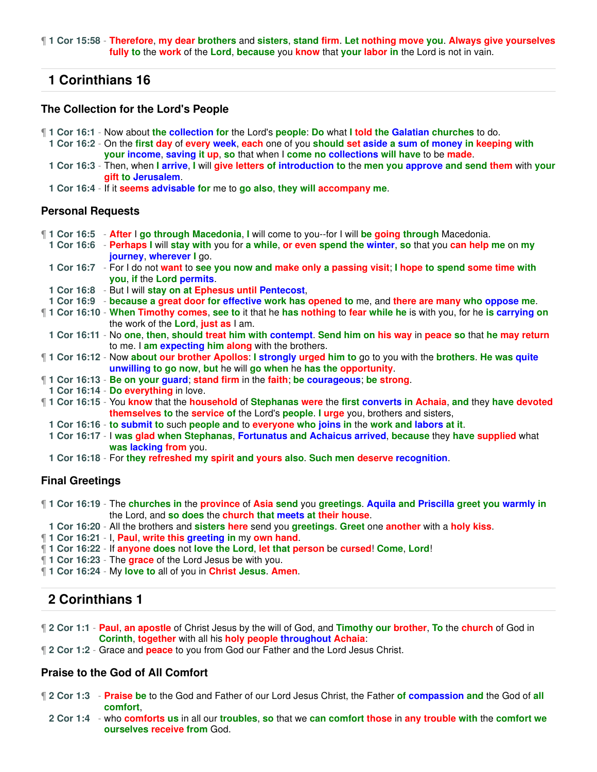¶ **1 Cor 15:58** - Therefore, my dear brothers and sisters, stand firm. Let nothing move you. Always give yourselves fully to the work of the Lord, because you know that your labor in the Lord is not in vain.

## 1 Corinthians 16

### The Collection for the Lord's People

¶ **1 Cor 16:1** - Now about the collection for the Lord's people: Do what I told the Galatian churches to do.
**1 Cor 16:2** - On the first day of every week, each one of you should set aside a sum of money in keeping with your income, saving it up, so that when I come no collections will have to be made.
**1 Cor 16:3** - Then, when I arrive, I will give letters of introduction to the men you approve and send them with your gift to Jerusalem.
**1 Cor 16:4** - If it seems advisable for me to go also, they will accompany me.

### Personal Requests

¶ **1 Cor 16:5** - After I go through Macedonia, I will come to you--for I will be going through Macedonia.
**1 Cor 16:6** - Perhaps I will stay with you for a while, or even spend the winter, so that you can help me on my journey, wherever I go.
**1 Cor 16:7** - For I do not want to see you now and make only a passing visit; I hope to spend some time with you, if the Lord permits.
**1 Cor 16:8** - But I will stay on at Ephesus until Pentecost,
**1 Cor 16:9** - because a great door for effective work has opened to me, and there are many who oppose me.
¶ **1 Cor 16:10** - When Timothy comes, see to it that he has nothing to fear while he is with you, for he is carrying on the work of the Lord, just as I am.
**1 Cor 16:11** - No one, then, should treat him with contempt. Send him on his way in peace so that he may return to me. I am expecting him along with the brothers.
¶ **1 Cor 16:12** - Now about our brother Apollos: I strongly urged him to go to you with the brothers. He was quite unwilling to go now, but he will go when he has the opportunity.
¶ **1 Cor 16:13** - Be on your guard; stand firm in the faith; be courageous; be strong.
**1 Cor 16:14** - Do everything in love.
¶ **1 Cor 16:15** - You know that the household of Stephanas were the first converts in Achaia, and they have devoted themselves to the service of the Lord's people. I urge you, brothers and sisters,
**1 Cor 16:16** - to submit to such people and to everyone who joins in the work and labors at it.
**1 Cor 16:17** - I was glad when Stephanas, Fortunatus and Achaicus arrived, because they have supplied what was lacking from you.
**1 Cor 16:18** - For they refreshed my spirit and yours also. Such men deserve recognition.

### Final Greetings

¶ **1 Cor 16:19** - The churches in the province of Asia send you greetings. Aquila and Priscilla greet you warmly in the Lord, and so does the church that meets at their house.
**1 Cor 16:20** - All the brothers and sisters here send you greetings. Greet one another with a holy kiss.
¶ **1 Cor 16:21** - I, Paul, write this greeting in my own hand.
¶ **1 Cor 16:22** - If anyone does not love the Lord, let that person be cursed! Come, Lord!
¶ **1 Cor 16:23** - The grace of the Lord Jesus be with you.
¶ **1 Cor 16:24** - My love to all of you in Christ Jesus. Amen.

## 2 Corinthians 1

¶ **2 Cor 1:1** - Paul, an apostle of Christ Jesus by the will of God, and Timothy our brother, To the church of God in Corinth, together with all his holy people throughout Achaia:
¶ **2 Cor 1:2** - Grace and peace to you from God our Father and the Lord Jesus Christ.

### Praise to the God of All Comfort

¶ **2 Cor 1:3** - Praise be to the God and Father of our Lord Jesus Christ, the Father of compassion and the God of all comfort,
**2 Cor 1:4** - who comforts us in all our troubles, so that we can comfort those in any trouble with the comfort we ourselves receive from God.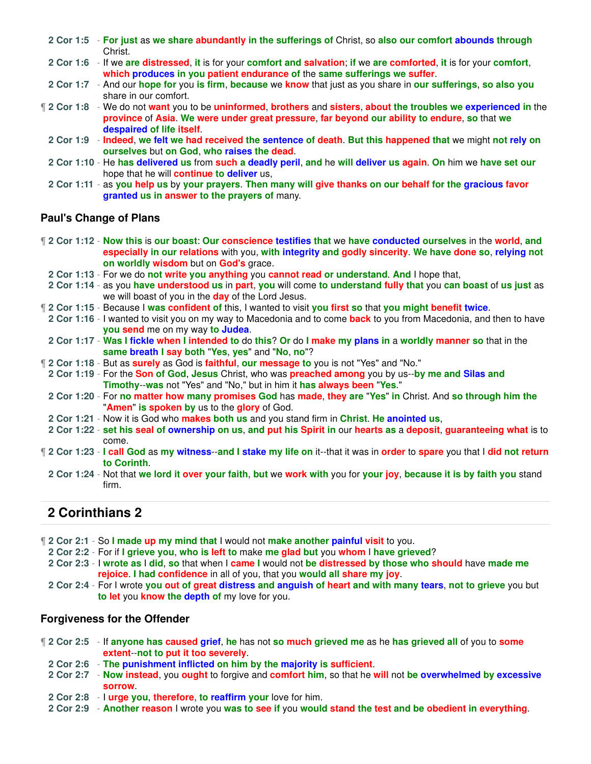2 Cor 1:5 - For just as we share abundantly in the sufferings of Christ, so also our comfort abounds through Christ.
2 Cor 1:6 - If we are distressed, it is for your comfort and salvation; if we are comforted, it is for your comfort, which produces in you patient endurance of the same sufferings we suffer.
2 Cor 1:7 - And our hope for you is firm, because we know that just as you share in our sufferings, so also you share in our comfort.
¶ 2 Cor 1:8 - We do not want you to be uninformed, brothers and sisters, about the troubles we experienced in the province of Asia. We were under great pressure, far beyond our ability to endure, so that we despaired of life itself.
2 Cor 1:9 - Indeed, we felt we had received the sentence of death. But this happened that we might not rely on ourselves but on God, who raises the dead.
2 Cor 1:10 - He has delivered us from such a deadly peril, and he will deliver us again. On him we have set our hope that he will continue to deliver us,
2 Cor 1:11 - as you help us by your prayers. Then many will give thanks on our behalf for the gracious favor granted us in answer to the prayers of many.

### Paul's Change of Plans

¶ 2 Cor 1:12 - Now this is our boast: Our conscience testifies that we have conducted ourselves in the world, and especially in our relations with you, with integrity and godly sincerity. We have done so, relying not on worldly wisdom but on God's grace.
2 Cor 1:13 - For we do not write you anything you cannot read or understand. And I hope that,
2 Cor 1:14 - as you have understood us in part, you will come to understand fully that you can boast of us just as we will boast of you in the day of the Lord Jesus.
¶ 2 Cor 1:15 - Because I was confident of this, I wanted to visit you first so that you might benefit twice.
2 Cor 1:16 - I wanted to visit you on my way to Macedonia and to come back to you from Macedonia, and then to have you send me on my way to Judea.
2 Cor 1:17 - Was I fickle when I intended to do this? Or do I make my plans in a worldly manner so that in the same breath I say both "Yes, yes" and "No, no"?
¶ 2 Cor 1:18 - But as surely as God is faithful, our message to you is not "Yes" and "No."
2 Cor 1:19 - For the Son of God, Jesus Christ, who was preached among you by us--by me and Silas and Timothy--was not "Yes" and "No," but in him it has always been "Yes."
2 Cor 1:20 - For no matter how many promises God has made, they are "Yes" in Christ. And so through him the "Amen" is spoken by us to the glory of God.
2 Cor 1:21 - Now it is God who makes both us and you stand firm in Christ. He anointed us,
2 Cor 1:22 - set his seal of ownership on us, and put his Spirit in our hearts as a deposit, guaranteeing what is to come.
¶ 2 Cor 1:23 - I call God as my witness--and I stake my life on it--that it was in order to spare you that I did not return to Corinth.
2 Cor 1:24 - Not that we lord it over your faith, but we work with you for your joy, because it is by faith you stand firm.

## 2 Corinthians 2

¶ 2 Cor 2:1 - So I made up my mind that I would not make another painful visit to you.
2 Cor 2:2 - For if I grieve you, who is left to make me glad but you whom I have grieved?
2 Cor 2:3 - I wrote as I did, so that when I came I would not be distressed by those who should have made me rejoice. I had confidence in all of you, that you would all share my joy.
2 Cor 2:4 - For I wrote you out of great distress and anguish of heart and with many tears, not to grieve you but to let you know the depth of my love for you.

### Forgiveness for the Offender

¶ 2 Cor 2:5 - If anyone has caused grief, he has not so much grieved me as he has grieved all of you to some extent--not to put it too severely.
2 Cor 2:6 - The punishment inflicted on him by the majority is sufficient.
2 Cor 2:7 - Now instead, you ought to forgive and comfort him, so that he will not be overwhelmed by excessive sorrow.
2 Cor 2:8 - I urge you, therefore, to reaffirm your love for him.
2 Cor 2:9 - Another reason I wrote you was to see if you would stand the test and be obedient in everything.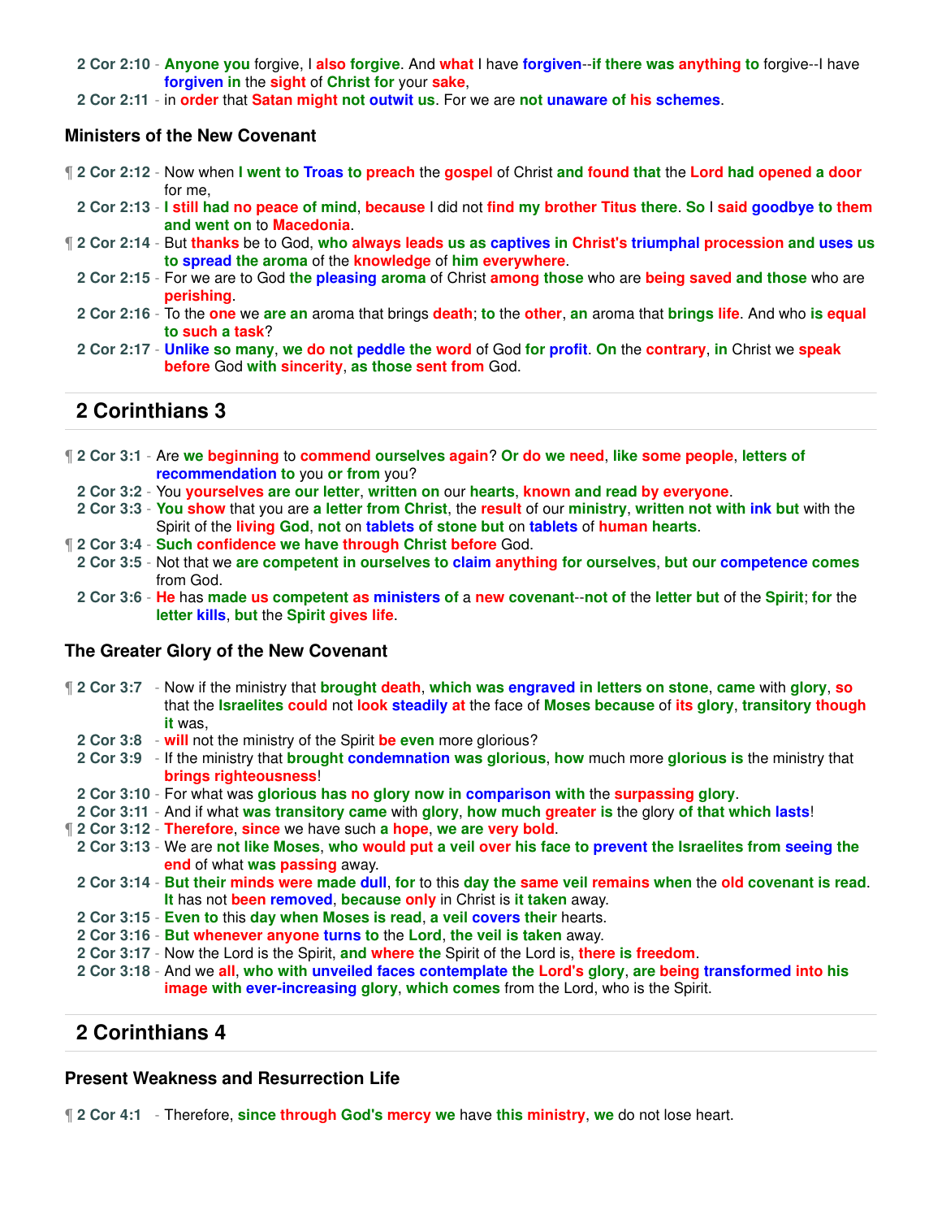**2 Cor 2:10** - Anyone you forgive, I also forgive. And what I have forgiven--if there was anything to forgive--I have forgiven in the sight of Christ for your sake,

**2 Cor 2:11** - in order that Satan might not outwit us. For we are not unaware of his schemes.

### Ministers of the New Covenant

¶ **2 Cor 2:12** - Now when I went to Troas to preach the gospel of Christ and found that the Lord had opened a door for me,

**2 Cor 2:13** - I still had no peace of mind, because I did not find my brother Titus there. So I said goodbye to them and went on to Macedonia.

¶ **2 Cor 2:14** - But thanks be to God, who always leads us as captives in Christ's triumphal procession and uses us to spread the aroma of the knowledge of him everywhere.

**2 Cor 2:15** - For we are to God the pleasing aroma of Christ among those who are being saved and those who are perishing.

**2 Cor 2:16** - To the one we are an aroma that brings death; to the other, an aroma that brings life. And who is equal to such a task?

**2 Cor 2:17** - Unlike so many, we do not peddle the word of God for profit. On the contrary, in Christ we speak before God with sincerity, as those sent from God.

## 2 Corinthians 3

¶ **2 Cor 3:1** - Are we beginning to commend ourselves again? Or do we need, like some people, letters of recommendation to you or from you?

**2 Cor 3:2** - You yourselves are our letter, written on our hearts, known and read by everyone.

**2 Cor 3:3** - You show that you are a letter from Christ, the result of our ministry, written not with ink but with the Spirit of the living God, not on tablets of stone but on tablets of human hearts.

¶ **2 Cor 3:4** - Such confidence we have through Christ before God.

**2 Cor 3:5** - Not that we are competent in ourselves to claim anything for ourselves, but our competence comes from God.

**2 Cor 3:6** - He has made us competent as ministers of a new covenant--not of the letter but of the Spirit; for the letter kills, but the Spirit gives life.

### The Greater Glory of the New Covenant

¶ **2 Cor 3:7** - Now if the ministry that brought death, which was engraved in letters on stone, came with glory, so that the Israelites could not look steadily at the face of Moses because of its glory, transitory though it was,

**2 Cor 3:8** - will not the ministry of the Spirit be even more glorious?

**2 Cor 3:9** - If the ministry that brought condemnation was glorious, how much more glorious is the ministry that brings righteousness!

**2 Cor 3:10** - For what was glorious has no glory now in comparison with the surpassing glory.

**2 Cor 3:11** - And if what was transitory came with glory, how much greater is the glory of that which lasts!

¶ **2 Cor 3:12** - Therefore, since we have such a hope, we are very bold.

**2 Cor 3:13** - We are not like Moses, who would put a veil over his face to prevent the Israelites from seeing the end of what was passing away.

**2 Cor 3:14** - But their minds were made dull, for to this day the same veil remains when the old covenant is read. It has not been removed, because only in Christ is it taken away.

**2 Cor 3:15** - Even to this day when Moses is read, a veil covers their hearts.

**2 Cor 3:16** - But whenever anyone turns to the Lord, the veil is taken away.

**2 Cor 3:17** - Now the Lord is the Spirit, and where the Spirit of the Lord is, there is freedom.

**2 Cor 3:18** - And we all, who with unveiled faces contemplate the Lord's glory, are being transformed into his image with ever-increasing glory, which comes from the Lord, who is the Spirit.

## 2 Corinthians 4

### Present Weakness and Resurrection Life

¶ **2 Cor 4:1** - Therefore, since through God's mercy we have this ministry, we do not lose heart.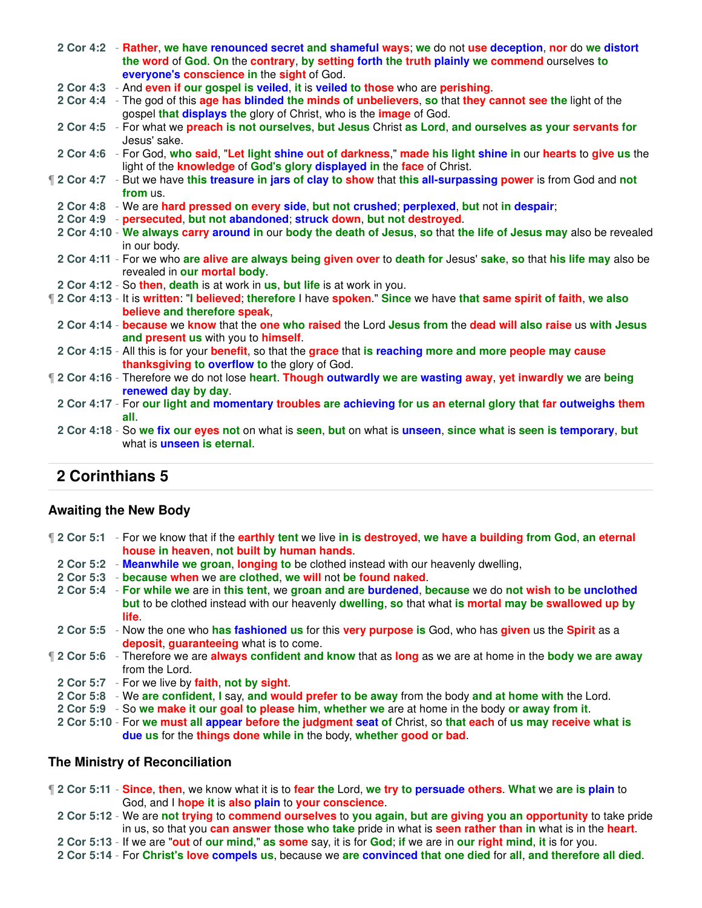**2 Cor 4:2** - Rather, we have renounced secret and shameful ways; we do not use deception, nor do we distort the word of God. On the contrary, by setting forth the truth plainly we commend ourselves to everyone's conscience in the sight of God.

**2 Cor 4:3** - And even if our gospel is veiled, it is veiled to those who are perishing.

**2 Cor 4:4** - The god of this age has blinded the minds of unbelievers, so that they cannot see the light of the gospel that displays the glory of Christ, who is the image of God.

**2 Cor 4:5** - For what we preach is not ourselves, but Jesus Christ as Lord, and ourselves as your servants for Jesus' sake.

**2 Cor 4:6** - For God, who said, "Let light shine out of darkness," made his light shine in our hearts to give us the light of the knowledge of God's glory displayed in the face of Christ.

¶ **2 Cor 4:7** - But we have this treasure in jars of clay to show that this all-surpassing power is from God and not from us.

**2 Cor 4:8** - We are hard pressed on every side, but not crushed; perplexed, but not in despair;

**2 Cor 4:9** - persecuted, but not abandoned; struck down, but not destroyed.

**2 Cor 4:10** - We always carry around in our body the death of Jesus, so that the life of Jesus may also be revealed in our body.

**2 Cor 4:11** - For we who are alive are always being given over to death for Jesus' sake, so that his life may also be revealed in our mortal body.

**2 Cor 4:12** - So then, death is at work in us, but life is at work in you.

¶ **2 Cor 4:13** - It is written: "I believed; therefore I have spoken." Since we have that same spirit of faith, we also believe and therefore speak,

**2 Cor 4:14** - because we know that the one who raised the Lord Jesus from the dead will also raise us with Jesus and present us with you to himself.

**2 Cor 4:15** - All this is for your benefit, so that the grace that is reaching more and more people may cause thanksgiving to overflow to the glory of God.

¶ **2 Cor 4:16** - Therefore we do not lose heart. Though outwardly we are wasting away, yet inwardly we are being renewed day by day.

**2 Cor 4:17** - For our light and momentary troubles are achieving for us an eternal glory that far outweighs them all.

**2 Cor 4:18** - So we fix our eyes not on what is seen, but on what is unseen, since what is seen is temporary, but what is unseen is eternal.

## 2 Corinthians 5

### Awaiting the New Body

¶ **2 Cor 5:1** - For we know that if the earthly tent we live in is destroyed, we have a building from God, an eternal house in heaven, not built by human hands.

**2 Cor 5:2** - Meanwhile we groan, longing to be clothed instead with our heavenly dwelling,

**2 Cor 5:3** - because when we are clothed, we will not be found naked.

**2 Cor 5:4** - For while we are in this tent, we groan and are burdened, because we do not wish to be unclothed but to be clothed instead with our heavenly dwelling, so that what is mortal may be swallowed up by life.

**2 Cor 5:5** - Now the one who has fashioned us for this very purpose is God, who has given us the Spirit as a deposit, guaranteeing what is to come.

¶ **2 Cor 5:6** - Therefore we are always confident and know that as long as we are at home in the body we are away from the Lord.

**2 Cor 5:7** - For we live by faith, not by sight.

**2 Cor 5:8** - We are confident, I say, and would prefer to be away from the body and at home with the Lord.

**2 Cor 5:9** - So we make it our goal to please him, whether we are at home in the body or away from it.

**2 Cor 5:10** - For we must all appear before the judgment seat of Christ, so that each of us may receive what is due us for the things done while in the body, whether good or bad.

### The Ministry of Reconciliation

¶ **2 Cor 5:11** - Since, then, we know what it is to fear the Lord, we try to persuade others. What we are is plain to God, and I hope it is also plain to your conscience.

**2 Cor 5:12** - We are not trying to commend ourselves to you again, but are giving you an opportunity to take pride in us, so that you can answer those who take pride in what is seen rather than in what is in the heart.

**2 Cor 5:13** - If we are "out of our mind," as some say, it is for God; if we are in our right mind, it is for you.

**2 Cor 5:14** - For Christ's love compels us, because we are convinced that one died for all, and therefore all died.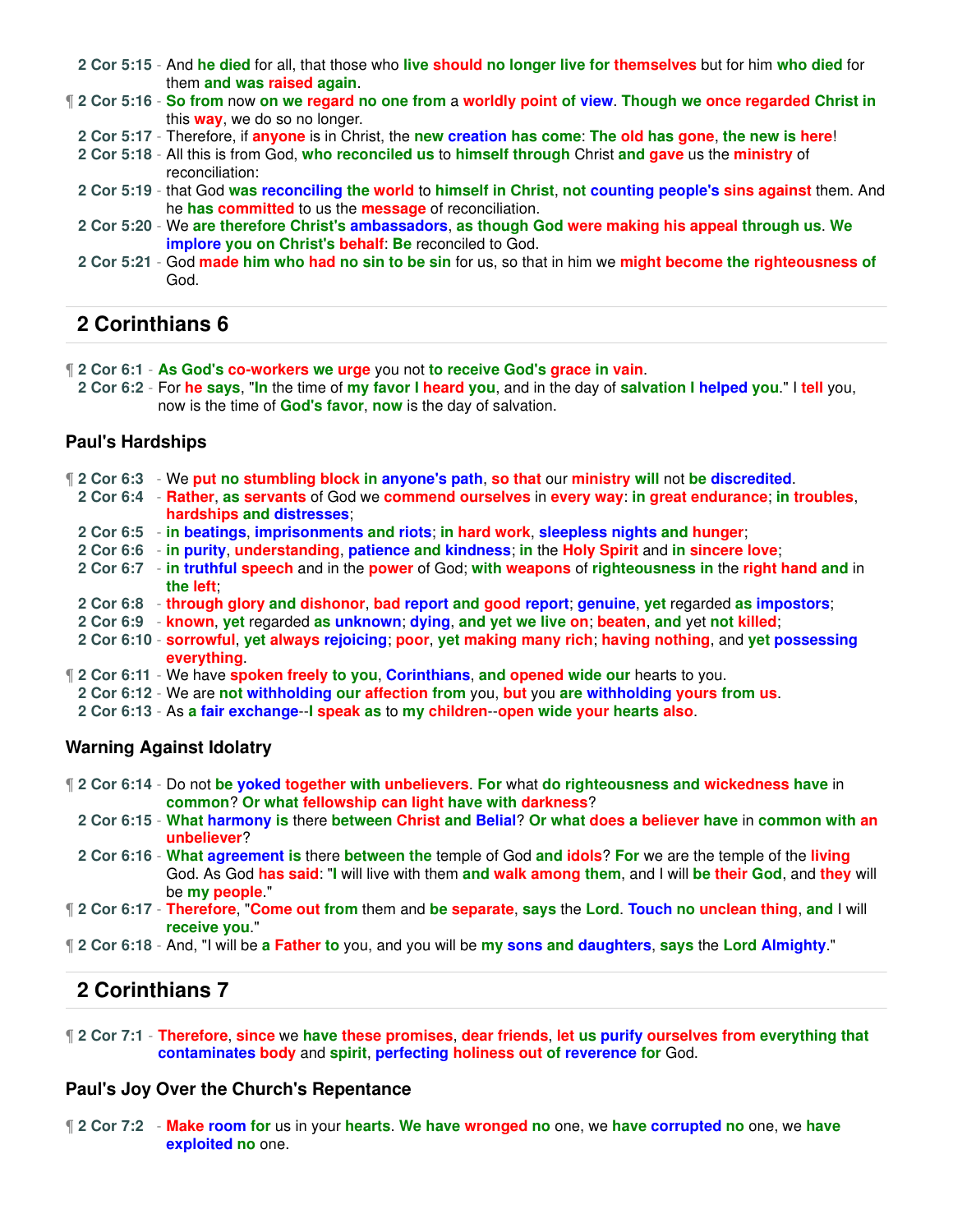2 Cor 5:15 - And he died for all, that those who live should no longer live for themselves but for him who died for them and was raised again.

¶ 2 Cor 5:16 - So from now on we regard no one from a worldly point of view. Though we once regarded Christ in this way, we do so no longer.

2 Cor 5:17 - Therefore, if anyone is in Christ, the new creation has come: The old has gone, the new is here!

2 Cor 5:18 - All this is from God, who reconciled us to himself through Christ and gave us the ministry of reconciliation:

2 Cor 5:19 - that God was reconciling the world to himself in Christ, not counting people's sins against them. And he has committed to us the message of reconciliation.

2 Cor 5:20 - We are therefore Christ's ambassadors, as though God were making his appeal through us. We implore you on Christ's behalf: Be reconciled to God.

2 Cor 5:21 - God made him who had no sin to be sin for us, so that in him we might become the righteousness of God.

## 2 Corinthians 6

¶ 2 Cor 6:1 - As God's co-workers we urge you not to receive God's grace in vain.

2 Cor 6:2 - For he says, "In the time of my favor I heard you, and in the day of salvation I helped you." I tell you, now is the time of God's favor, now is the day of salvation.

### Paul's Hardships

¶ 2 Cor 6:3 - We put no stumbling block in anyone's path, so that our ministry will not be discredited.

2 Cor 6:4 - Rather, as servants of God we commend ourselves in every way: in great endurance; in troubles, hardships and distresses;

2 Cor 6:5 - in beatings, imprisonments and riots; in hard work, sleepless nights and hunger;

2 Cor 6:6 - in purity, understanding, patience and kindness; in the Holy Spirit and in sincere love;

2 Cor 6:7 - in truthful speech and in the power of God; with weapons of righteousness in the right hand and in the left;

2 Cor 6:8 - through glory and dishonor, bad report and good report; genuine, yet regarded as impostors;

2 Cor 6:9 - known, yet regarded as unknown; dying, and yet we live on; beaten, and yet not killed;

2 Cor 6:10 - sorrowful, yet always rejoicing; poor, yet making many rich; having nothing, and yet possessing everything.

¶ 2 Cor 6:11 - We have spoken freely to you, Corinthians, and opened wide our hearts to you.

2 Cor 6:12 - We are not withholding our affection from you, but you are withholding yours from us.

2 Cor 6:13 - As a fair exchange--I speak as to my children--open wide your hearts also.

### Warning Against Idolatry

¶ 2 Cor 6:14 - Do not be yoked together with unbelievers. For what do righteousness and wickedness have in common? Or what fellowship can light have with darkness?

2 Cor 6:15 - What harmony is there between Christ and Belial? Or what does a believer have in common with an unbeliever?

2 Cor 6:16 - What agreement is there between the temple of God and idols? For we are the temple of the living God. As God has said: "I will live with them and walk among them, and I will be their God, and they will be my people."

¶ 2 Cor 6:17 - Therefore, "Come out from them and be separate, says the Lord. Touch no unclean thing, and I will receive you."

¶ 2 Cor 6:18 - And, "I will be a Father to you, and you will be my sons and daughters, says the Lord Almighty."

## 2 Corinthians 7

¶ 2 Cor 7:1 - Therefore, since we have these promises, dear friends, let us purify ourselves from everything that contaminates body and spirit, perfecting holiness out of reverence for God.

### Paul's Joy Over the Church's Repentance

¶ 2 Cor 7:2 - Make room for us in your hearts. We have wronged no one, we have corrupted no one, we have exploited no one.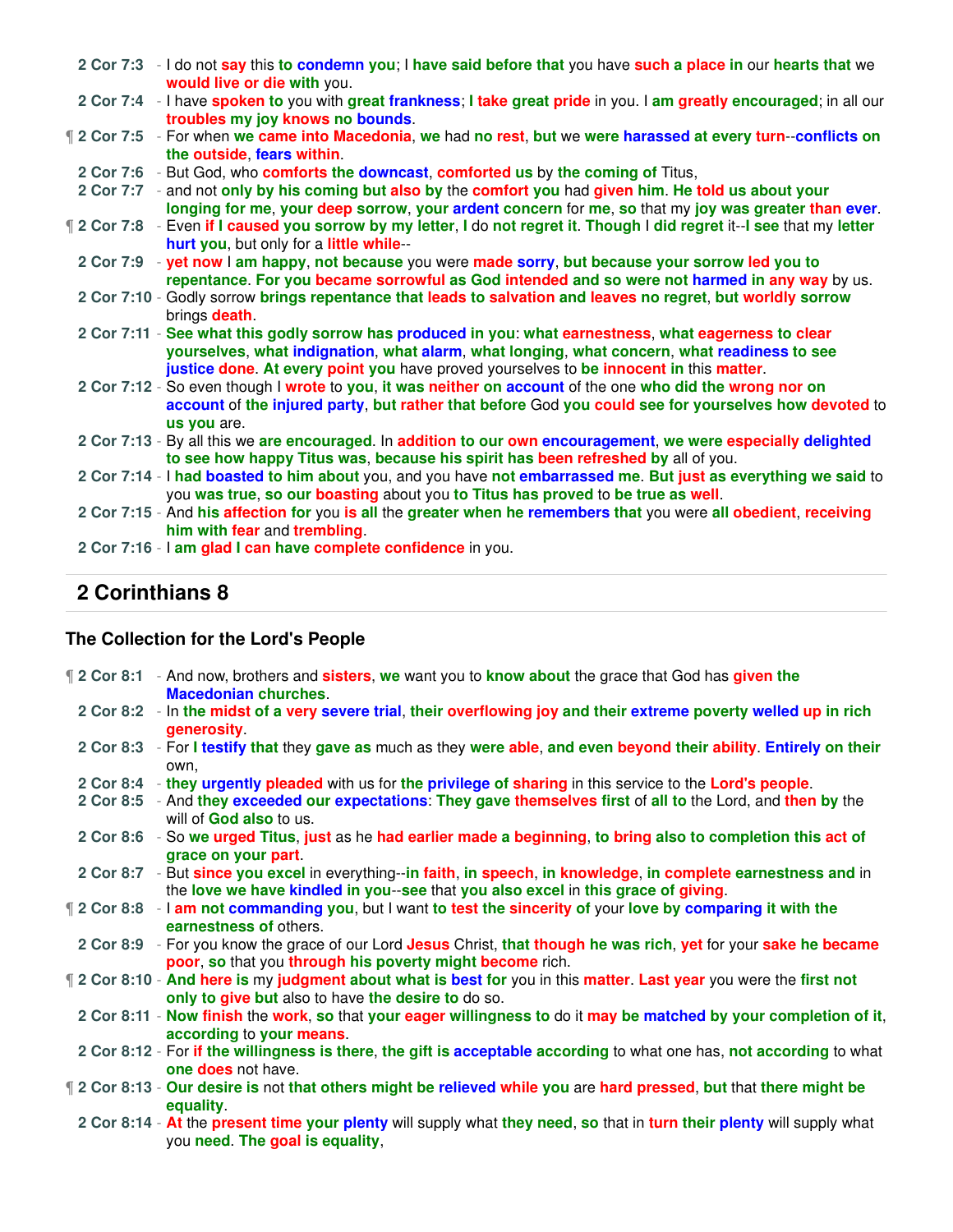2 Cor 7:3 - I do not say this to condemn you; I have said before that you have such a place in our hearts that we would live or die with you.
2 Cor 7:4 - I have spoken to you with great frankness; I take great pride in you. I am greatly encouraged; in all our troubles my joy knows no bounds.
¶ 2 Cor 7:5 - For when we came into Macedonia, we had no rest, but we were harassed at every turn--conflicts on the outside, fears within.
2 Cor 7:6 - But God, who comforts the downcast, comforted us by the coming of Titus,
2 Cor 7:7 - and not only by his coming but also by the comfort you had given him. He told us about your longing for me, your deep sorrow, your ardent concern for me, so that my joy was greater than ever.
¶ 2 Cor 7:8 - Even if I caused you sorrow by my letter, I do not regret it. Though I did regret it--I see that my letter hurt you, but only for a little while--
2 Cor 7:9 - yet now I am happy, not because you were made sorry, but because your sorrow led you to repentance. For you became sorrowful as God intended and so were not harmed in any way by us.
2 Cor 7:10 - Godly sorrow brings repentance that leads to salvation and leaves no regret, but worldly sorrow brings death.
2 Cor 7:11 - See what this godly sorrow has produced in you: what earnestness, what eagerness to clear yourselves, what indignation, what alarm, what longing, what concern, what readiness to see justice done. At every point you have proved yourselves to be innocent in this matter.
2 Cor 7:12 - So even though I wrote to you, it was neither on account of the one who did the wrong nor on account of the injured party, but rather that before God you could see for yourselves how devoted to us you are.
2 Cor 7:13 - By all this we are encouraged. In addition to our own encouragement, we were especially delighted to see how happy Titus was, because his spirit has been refreshed by all of you.
2 Cor 7:14 - I had boasted to him about you, and you have not embarrassed me. But just as everything we said to you was true, so our boasting about you to Titus has proved to be true as well.
2 Cor 7:15 - And his affection for you is all the greater when he remembers that you were all obedient, receiving him with fear and trembling.
2 Cor 7:16 - I am glad I can have complete confidence in you.

## 2 Corinthians 8

### The Collection for the Lord's People

¶ 2 Cor 8:1 - And now, brothers and sisters, we want you to know about the grace that God has given the Macedonian churches.
2 Cor 8:2 - In the midst of a very severe trial, their overflowing joy and their extreme poverty welled up in rich generosity.
2 Cor 8:3 - For I testify that they gave as much as they were able, and even beyond their ability. Entirely on their own,
2 Cor 8:4 - they urgently pleaded with us for the privilege of sharing in this service to the Lord's people.
2 Cor 8:5 - And they exceeded our expectations: They gave themselves first of all to the Lord, and then by the will of God also to us.
2 Cor 8:6 - So we urged Titus, just as he had earlier made a beginning, to bring also to completion this act of grace on your part.
2 Cor 8:7 - But since you excel in everything--in faith, in speech, in knowledge, in complete earnestness and in the love we have kindled in you--see that you also excel in this grace of giving.
¶ 2 Cor 8:8 - I am not commanding you, but I want to test the sincerity of your love by comparing it with the earnestness of others.
2 Cor 8:9 - For you know the grace of our Lord Jesus Christ, that though he was rich, yet for your sake he became poor, so that you through his poverty might become rich.
¶ 2 Cor 8:10 - And here is my judgment about what is best for you in this matter. Last year you were the first not only to give but also to have the desire to do so.
2 Cor 8:11 - Now finish the work, so that your eager willingness to do it may be matched by your completion of it, according to your means.
2 Cor 8:12 - For if the willingness is there, the gift is acceptable according to what one has, not according to what one does not have.
¶ 2 Cor 8:13 - Our desire is not that others might be relieved while you are hard pressed, but that there might be equality.
2 Cor 8:14 - At the present time your plenty will supply what they need, so that in turn their plenty will supply what you need. The goal is equality,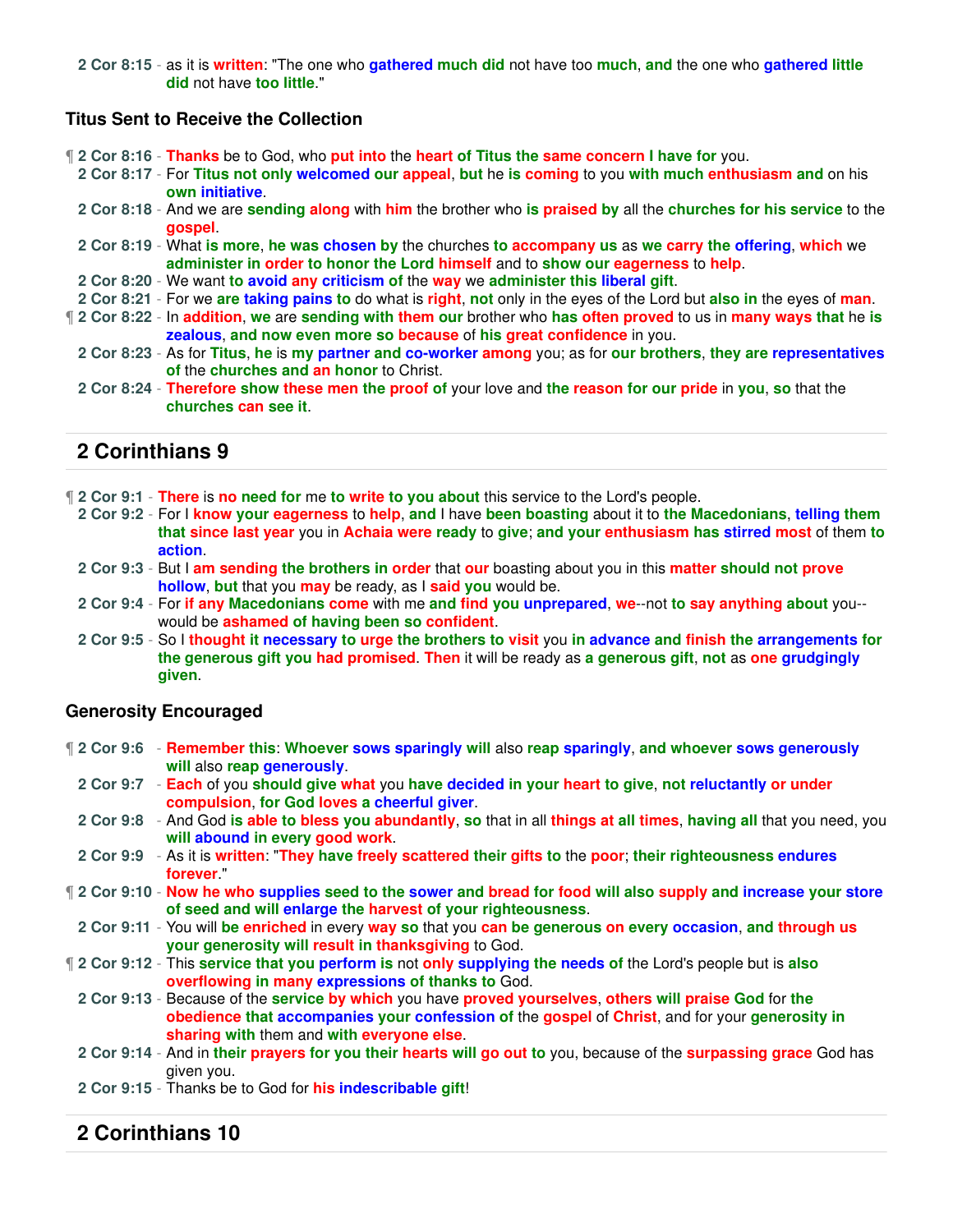**2 Cor 8:15** - as it is written: "The one who gathered much did not have too much, and the one who gathered little did not have too little."

### Titus Sent to Receive the Collection

¶ **2 Cor 8:16** - Thanks be to God, who put into the heart of Titus the same concern I have for you.

**2 Cor 8:17** - For Titus not only welcomed our appeal, but he is coming to you with much enthusiasm and on his own initiative.

**2 Cor 8:18** - And we are sending along with him the brother who is praised by all the churches for his service to the gospel.

**2 Cor 8:19** - What is more, he was chosen by the churches to accompany us as we carry the offering, which we administer in order to honor the Lord himself and to show our eagerness to help.

**2 Cor 8:20** - We want to avoid any criticism of the way we administer this liberal gift.

**2 Cor 8:21** - For we are taking pains to do what is right, not only in the eyes of the Lord but also in the eyes of man.

¶ **2 Cor 8:22** - In addition, we are sending with them our brother who has often proved to us in many ways that he is zealous, and now even more so because of his great confidence in you.

**2 Cor 8:23** - As for Titus, he is my partner and co-worker among you; as for our brothers, they are representatives of the churches and an honor to Christ.

**2 Cor 8:24** - Therefore show these men the proof of your love and the reason for our pride in you, so that the churches can see it.

## 2 Corinthians 9

¶ **2 Cor 9:1** - There is no need for me to write to you about this service to the Lord's people.

**2 Cor 9:2** - For I know your eagerness to help, and I have been boasting about it to the Macedonians, telling them that since last year you in Achaia were ready to give; and your enthusiasm has stirred most of them to action.

**2 Cor 9:3** - But I am sending the brothers in order that our boasting about you in this matter should not prove hollow, but that you may be ready, as I said you would be.

**2 Cor 9:4** - For if any Macedonians come with me and find you unprepared, we--not to say anything about you--would be ashamed of having been so confident.

**2 Cor 9:5** - So I thought it necessary to urge the brothers to visit you in advance and finish the arrangements for the generous gift you had promised. Then it will be ready as a generous gift, not as one grudgingly given.

### Generosity Encouraged

¶ **2 Cor 9:6** - Remember this: Whoever sows sparingly will also reap sparingly, and whoever sows generously will also reap generously.

**2 Cor 9:7** - Each of you should give what you have decided in your heart to give, not reluctantly or under compulsion, for God loves a cheerful giver.

**2 Cor 9:8** - And God is able to bless you abundantly, so that in all things at all times, having all that you need, you will abound in every good work.

**2 Cor 9:9** - As it is written: "They have freely scattered their gifts to the poor; their righteousness endures forever."

¶ **2 Cor 9:10** - Now he who supplies seed to the sower and bread for food will also supply and increase your store of seed and will enlarge the harvest of your righteousness.

**2 Cor 9:11** - You will be enriched in every way so that you can be generous on every occasion, and through us your generosity will result in thanksgiving to God.

¶ **2 Cor 9:12** - This service that you perform is not only supplying the needs of the Lord's people but is also overflowing in many expressions of thanks to God.

**2 Cor 9:13** - Because of the service by which you have proved yourselves, others will praise God for the obedience that accompanies your confession of the gospel of Christ, and for your generosity in sharing with them and with everyone else.

**2 Cor 9:14** - And in their prayers for you their hearts will go out to you, because of the surpassing grace God has given you.

**2 Cor 9:15** - Thanks be to God for his indescribable gift!

## 2 Corinthians 10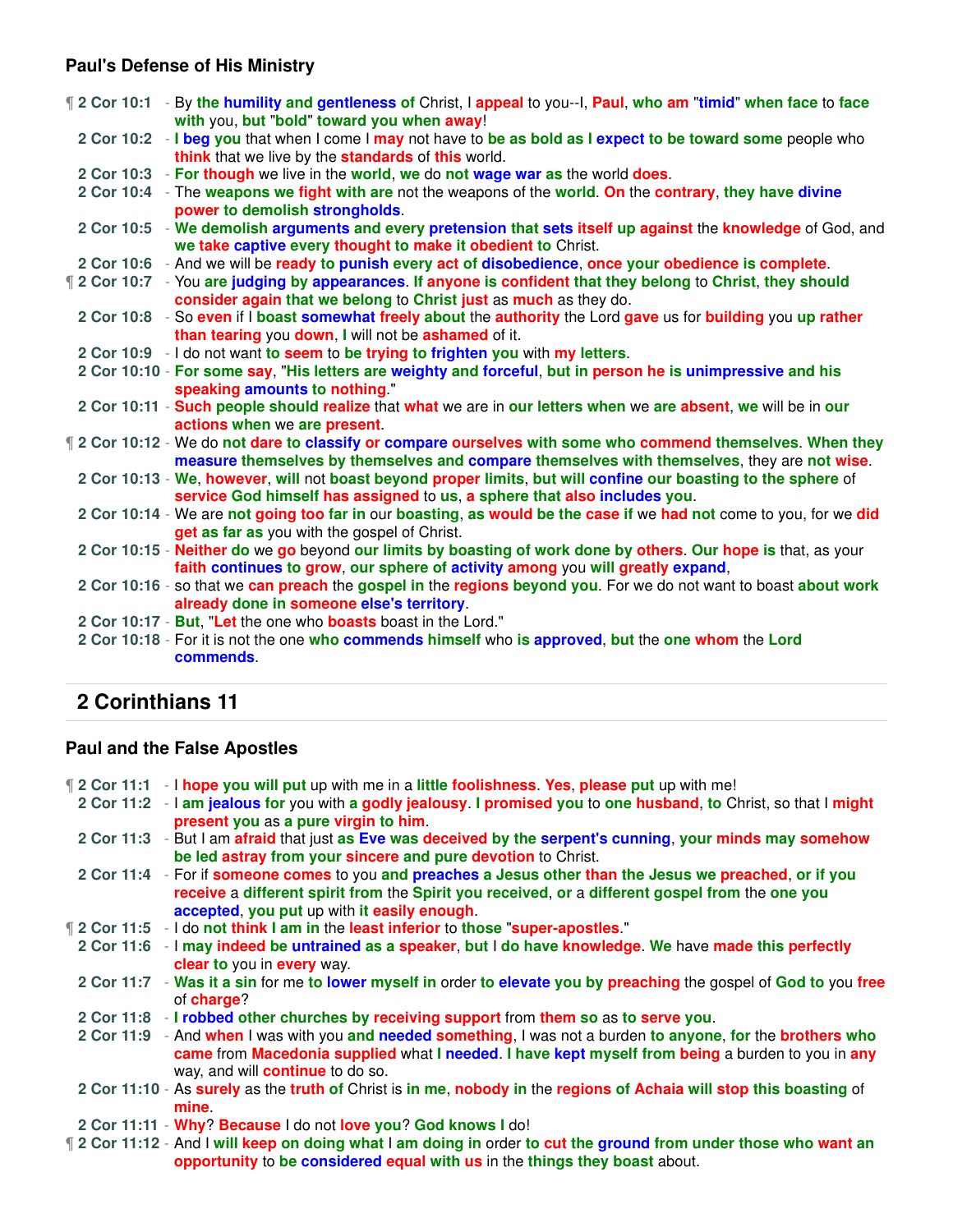### Paul's Defense of His Ministry

¶ 2 Cor 10:1 - By the humility and gentleness of Christ, I appeal to you--I, Paul, who am "timid" when face to face with you, but "bold" toward you when away!

2 Cor 10:2 - I beg you that when I come I may not have to be as bold as I expect to be toward some people who think that we live by the standards of this world.

2 Cor 10:3 - For though we live in the world, we do not wage war as the world does.

2 Cor 10:4 - The weapons we fight with are not the weapons of the world. On the contrary, they have divine power to demolish strongholds.

2 Cor 10:5 - We demolish arguments and every pretension that sets itself up against the knowledge of God, and we take captive every thought to make it obedient to Christ.

2 Cor 10:6 - And we will be ready to punish every act of disobedience, once your obedience is complete.

¶ 2 Cor 10:7 - You are judging by appearances. If anyone is confident that they belong to Christ, they should consider again that we belong to Christ just as much as they do.

2 Cor 10:8 - So even if I boast somewhat freely about the authority the Lord gave us for building you up rather than tearing you down, I will not be ashamed of it.

2 Cor 10:9 - I do not want to seem to be trying to frighten you with my letters.

2 Cor 10:10 - For some say, "His letters are weighty and forceful, but in person he is unimpressive and his speaking amounts to nothing."

2 Cor 10:11 - Such people should realize that what we are in our letters when we are absent, we will be in our actions when we are present.

¶ 2 Cor 10:12 - We do not dare to classify or compare ourselves with some who commend themselves. When they measure themselves by themselves and compare themselves with themselves, they are not wise.

2 Cor 10:13 - We, however, will not boast beyond proper limits, but will confine our boasting to the sphere of service God himself has assigned to us, a sphere that also includes you.

2 Cor 10:14 - We are not going too far in our boasting, as would be the case if we had not come to you, for we did get as far as you with the gospel of Christ.

2 Cor 10:15 - Neither do we go beyond our limits by boasting of work done by others. Our hope is that, as your faith continues to grow, our sphere of activity among you will greatly expand,

2 Cor 10:16 - so that we can preach the gospel in the regions beyond you. For we do not want to boast about work already done in someone else's territory.

2 Cor 10:17 - But, "Let the one who boasts boast in the Lord."

2 Cor 10:18 - For it is not the one who commends himself who is approved, but the one whom the Lord commends.

## 2 Corinthians 11

### Paul and the False Apostles

¶ 2 Cor 11:1 - I hope you will put up with me in a little foolishness. Yes, please put up with me!

2 Cor 11:2 - I am jealous for you with a godly jealousy. I promised you to one husband, to Christ, so that I might present you as a pure virgin to him.

2 Cor 11:3 - But I am afraid that just as Eve was deceived by the serpent's cunning, your minds may somehow be led astray from your sincere and pure devotion to Christ.

2 Cor 11:4 - For if someone comes to you and preaches a Jesus other than the Jesus we preached, or if you receive a different spirit from the Spirit you received, or a different gospel from the one you accepted, you put up with it easily enough.

¶ 2 Cor 11:5 - I do not think I am in the least inferior to those "super-apostles."

2 Cor 11:6 - I may indeed be untrained as a speaker, but I do have knowledge. We have made this perfectly clear to you in every way.

2 Cor 11:7 - Was it a sin for me to lower myself in order to elevate you by preaching the gospel of God to you free of charge?

2 Cor 11:8 - I robbed other churches by receiving support from them so as to serve you.

2 Cor 11:9 - And when I was with you and needed something, I was not a burden to anyone, for the brothers who came from Macedonia supplied what I needed. I have kept myself from being a burden to you in any way, and will continue to do so.

2 Cor 11:10 - As surely as the truth of Christ is in me, nobody in the regions of Achaia will stop this boasting of mine.

2 Cor 11:11 - Why? Because I do not love you? God knows I do!

¶ 2 Cor 11:12 - And I will keep on doing what I am doing in order to cut the ground from under those who want an opportunity to be considered equal with us in the things they boast about.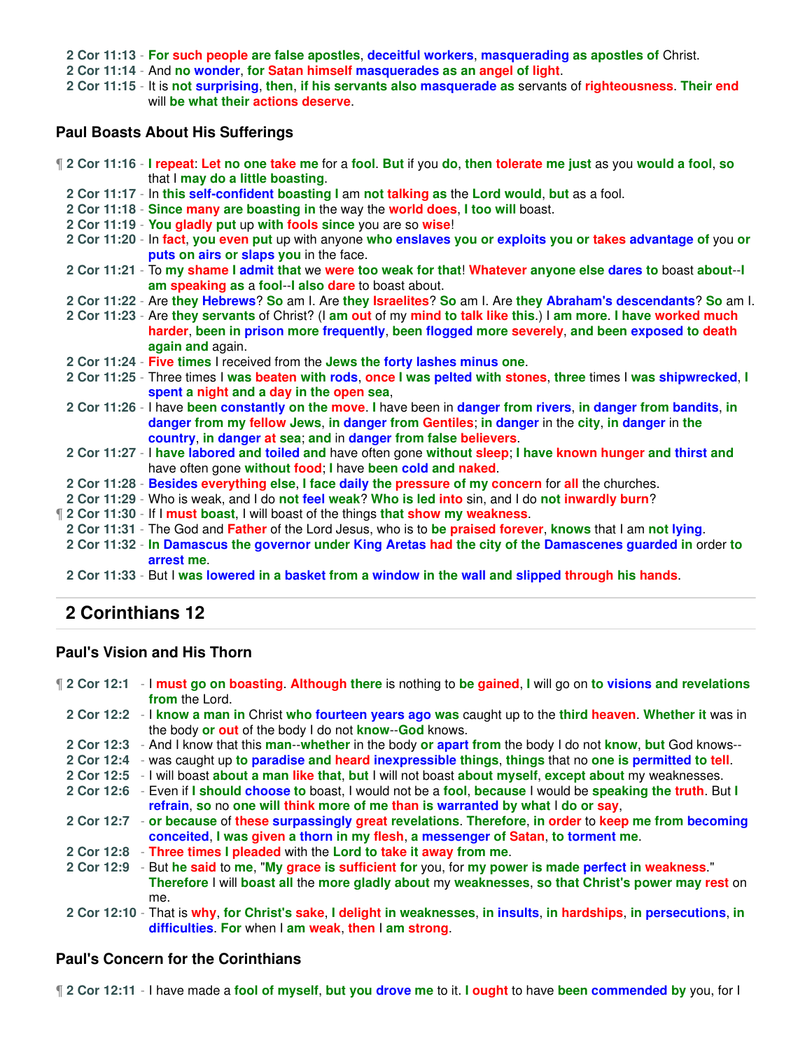2 Cor 11:13 - For such people are false apostles, deceitful workers, masquerading as apostles of Christ.
2 Cor 11:14 - And no wonder, for Satan himself masquerades as an angel of light.
2 Cor 11:15 - It is not surprising, then, if his servants also masquerade as servants of righteousness. Their end will be what their actions deserve.

### Paul Boasts About His Sufferings

¶ 2 Cor 11:16 - I repeat: Let no one take me for a fool. But if you do, then tolerate me just as you would a fool, so that I may do a little boasting.
2 Cor 11:17 - In this self-confident boasting I am not talking as the Lord would, but as a fool.
2 Cor 11:18 - Since many are boasting in the way the world does, I too will boast.
2 Cor 11:19 - You gladly put up with fools since you are so wise!
2 Cor 11:20 - In fact, you even put up with anyone who enslaves you or exploits you or takes advantage of you or puts on airs or slaps you in the face.
2 Cor 11:21 - To my shame I admit that we were too weak for that! Whatever anyone else dares to boast about--I am speaking as a fool--I also dare to boast about.
2 Cor 11:22 - Are they Hebrews? So am I. Are they Israelites? So am I. Are they Abraham's descendants? So am I.
2 Cor 11:23 - Are they servants of Christ? (I am out of my mind to talk like this.) I am more. I have worked much harder, been in prison more frequently, been flogged more severely, and been exposed to death again and again.
2 Cor 11:24 - Five times I received from the Jews the forty lashes minus one.
2 Cor 11:25 - Three times I was beaten with rods, once I was pelted with stones, three times I was shipwrecked, I spent a night and a day in the open sea,
2 Cor 11:26 - I have been constantly on the move. I have been in danger from rivers, in danger from bandits, in danger from my fellow Jews, in danger from Gentiles; in danger in the city, in danger in the country, in danger at sea; and in danger from false believers.
2 Cor 11:27 - I have labored and toiled and have often gone without sleep; I have known hunger and thirst and have often gone without food; I have been cold and naked.
2 Cor 11:28 - Besides everything else, I face daily the pressure of my concern for all the churches.
2 Cor 11:29 - Who is weak, and I do not feel weak? Who is led into sin, and I do not inwardly burn?
¶ 2 Cor 11:30 - If I must boast, I will boast of the things that show my weakness.
2 Cor 11:31 - The God and Father of the Lord Jesus, who is to be praised forever, knows that I am not lying.
2 Cor 11:32 - In Damascus the governor under King Aretas had the city of the Damascenes guarded in order to arrest me.
2 Cor 11:33 - But I was lowered in a basket from a window in the wall and slipped through his hands.

## 2 Corinthians 12

### Paul's Vision and His Thorn

¶ 2 Cor 12:1 - I must go on boasting. Although there is nothing to be gained, I will go on to visions and revelations from the Lord.
2 Cor 12:2 - I know a man in Christ who fourteen years ago was caught up to the third heaven. Whether it was in the body or out of the body I do not know--God knows.
2 Cor 12:3 - And I know that this man--whether in the body or apart from the body I do not know, but God knows--
2 Cor 12:4 - was caught up to paradise and heard inexpressible things, things that no one is permitted to tell.
2 Cor 12:5 - I will boast about a man like that, but I will not boast about myself, except about my weaknesses.
2 Cor 12:6 - Even if I should choose to boast, I would not be a fool, because I would be speaking the truth. But I refrain, so no one will think more of me than is warranted by what I do or say,
2 Cor 12:7 - or because of these surpassingly great revelations. Therefore, in order to keep me from becoming conceited, I was given a thorn in my flesh, a messenger of Satan, to torment me.
2 Cor 12:8 - Three times I pleaded with the Lord to take it away from me.
2 Cor 12:9 - But he said to me, "My grace is sufficient for you, for my power is made perfect in weakness." Therefore I will boast all the more gladly about my weaknesses, so that Christ's power may rest on me.
2 Cor 12:10 - That is why, for Christ's sake, I delight in weaknesses, in insults, in hardships, in persecutions, in difficulties. For when I am weak, then I am strong.

### Paul's Concern for the Corinthians

¶ 2 Cor 12:11 - I have made a fool of myself, but you drove me to it. I ought to have been commended by you, for I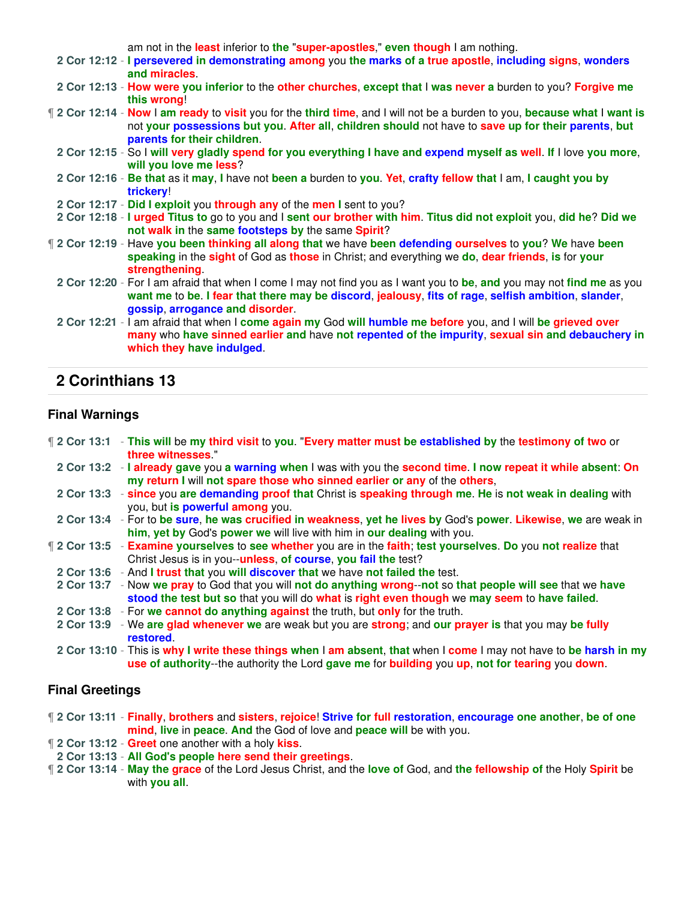am not in the least inferior to the "super-apostles," even though I am nothing.

2 Cor 12:12 - I persevered in demonstrating among you the marks of a true apostle, including signs, wonders and miracles.

2 Cor 12:13 - How were you inferior to the other churches, except that I was never a burden to you? Forgive me this wrong!

¶ 2 Cor 12:14 - Now I am ready to visit you for the third time, and I will not be a burden to you, because what I want is not your possessions but you. After all, children should not have to save up for their parents, but parents for their children.

2 Cor 12:15 - So I will very gladly spend for you everything I have and expend myself as well. If I love you more, will you love me less?

2 Cor 12:16 - Be that as it may, I have not been a burden to you. Yet, crafty fellow that I am, I caught you by trickery!

2 Cor 12:17 - Did I exploit you through any of the men I sent to you?

2 Cor 12:18 - I urged Titus to go to you and I sent our brother with him. Titus did not exploit you, did he? Did we not walk in the same footsteps by the same Spirit?

¶ 2 Cor 12:19 - Have you been thinking all along that we have been defending ourselves to you? We have been speaking in the sight of God as those in Christ; and everything we do, dear friends, is for your strengthening.

2 Cor 12:20 - For I am afraid that when I come I may not find you as I want you to be, and you may not find me as you want me to be. I fear that there may be discord, jealousy, fits of rage, selfish ambition, slander, gossip, arrogance and disorder.

2 Cor 12:21 - I am afraid that when I come again my God will humble me before you, and I will be grieved over many who have sinned earlier and have not repented of the impurity, sexual sin and debauchery in which they have indulged.

## 2 Corinthians 13

### Final Warnings

¶ 2 Cor 13:1 - This will be my third visit to you. "Every matter must be established by the testimony of two or three witnesses."

2 Cor 13:2 - I already gave you a warning when I was with you the second time. I now repeat it while absent: On my return I will not spare those who sinned earlier or any of the others,

2 Cor 13:3 - since you are demanding proof that Christ is speaking through me. He is not weak in dealing with you, but is powerful among you.

2 Cor 13:4 - For to be sure, he was crucified in weakness, yet he lives by God's power. Likewise, we are weak in him, yet by God's power we will live with him in our dealing with you.

¶ 2 Cor 13:5 - Examine yourselves to see whether you are in the faith; test yourselves. Do you not realize that Christ Jesus is in you--unless, of course, you fail the test?

2 Cor 13:6 - And I trust that you will discover that we have not failed the test.

2 Cor 13:7 - Now we pray to God that you will not do anything wrong--not so that people will see that we have stood the test but so that you will do what is right even though we may seem to have failed.

2 Cor 13:8 - For we cannot do anything against the truth, but only for the truth.

2 Cor 13:9 - We are glad whenever we are weak but you are strong; and our prayer is that you may be fully restored.

2 Cor 13:10 - This is why I write these things when I am absent, that when I come I may not have to be harsh in my use of authority--the authority the Lord gave me for building you up, not for tearing you down.

### Final Greetings

¶ 2 Cor 13:11 - Finally, brothers and sisters, rejoice! Strive for full restoration, encourage one another, be of one mind, live in peace. And the God of love and peace will be with you.

¶ 2 Cor 13:12 - Greet one another with a holy kiss.

2 Cor 13:13 - All God's people here send their greetings.

¶ 2 Cor 13:14 - May the grace of the Lord Jesus Christ, and the love of God, and the fellowship of the Holy Spirit be with you all.